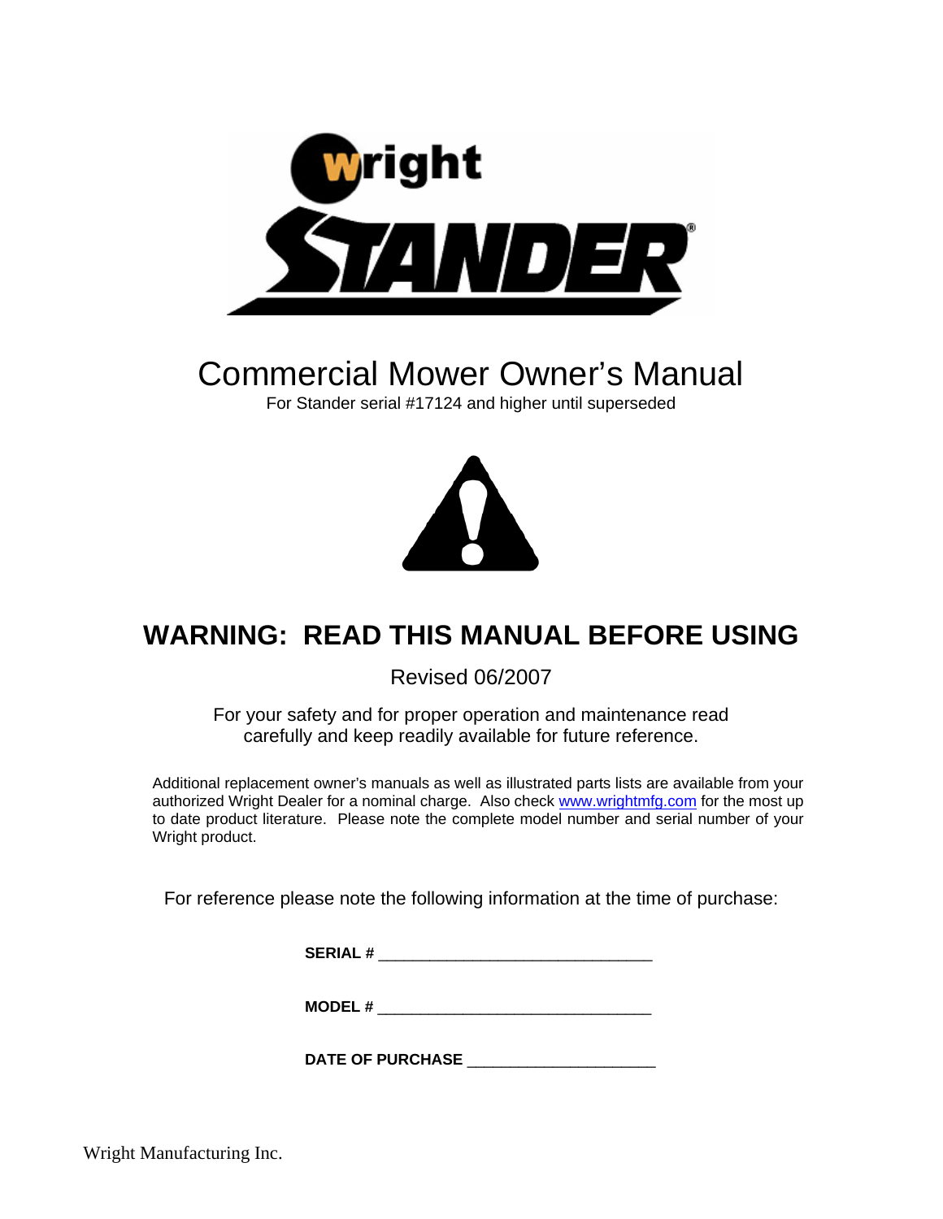# Wright STANDER®

# Commercial Mower Owner's Manual

For Stander serial #17124 and higher until superseded

## WARNING: READ THIS MANUAL BEFORE USING

Revised 06/2007

For your safety and for proper operation and maintenance read carefully and keep readily available for future reference.

Additional replacement owner's manuals as well as illustrated parts lists are available from your authorized Wright Dealer for a nominal charge. Also check www.wrightmfg.com for the most up to date product literature. Please note the complete model number and serial number of your Wright product.

For reference please note the following information at the time of purchase:

**SERIAL #** ______________________________

**MODEL #** ______________________________

**DATE OF PURCHASE** ____________________

Wright Manufacturing Inc.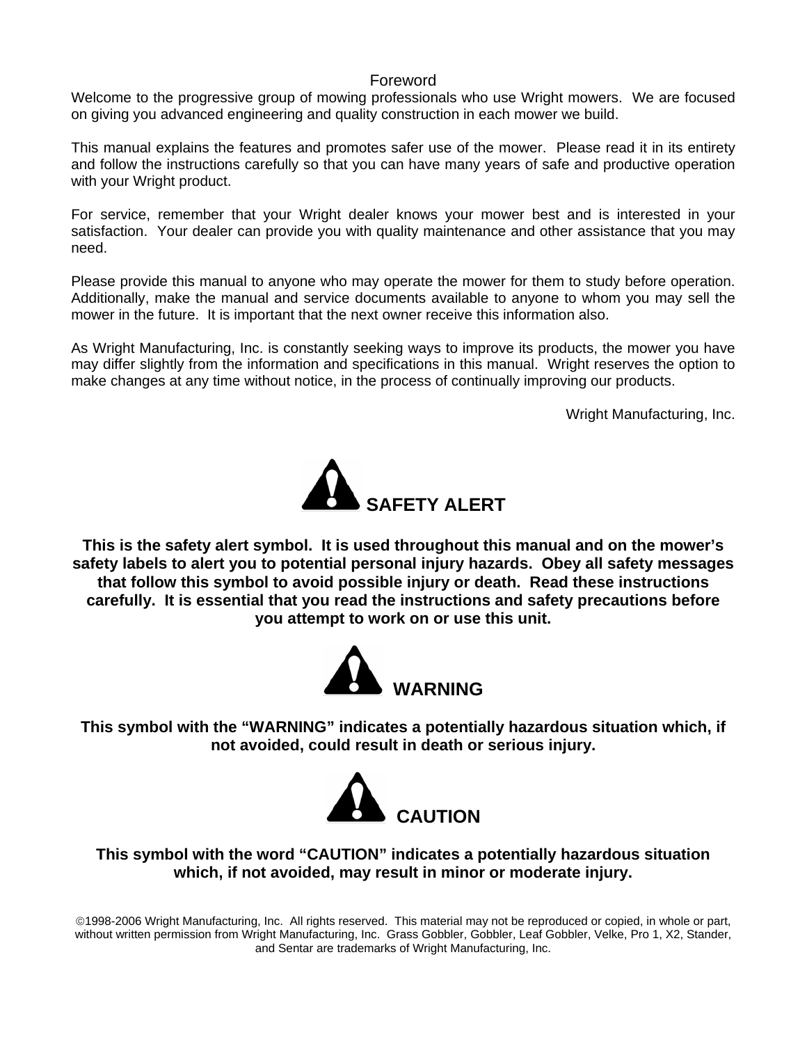# Foreword

Welcome to the progressive group of mowing professionals who use Wright mowers. We are focused on giving you advanced engineering and quality construction in each mower we build.

This manual explains the features and promotes safer use of the mower. Please read it in its entirety and follow the instructions carefully so that you can have many years of safe and productive operation with your Wright product.

For service, remember that your Wright dealer knows your mower best and is interested in your satisfaction. Your dealer can provide you with quality maintenance and other assistance that you may need.

Please provide this manual to anyone who may operate the mower for them to study before operation. Additionally, make the manual and service documents available to anyone to whom you may sell the mower in the future. It is important that the next owner receive this information also.

As Wright Manufacturing, Inc. is constantly seeking ways to improve its products, the mower you have may differ slightly from the information and specifications in this manual. Wright reserves the option to make changes at any time without notice, in the process of continually improving our products.

Wright Manufacturing, Inc.

## SAFETY ALERT

**This is the safety alert symbol. It is used throughout this manual and on the mower's safety labels to alert you to potential personal injury hazards. Obey all safety messages that follow this symbol to avoid possible injury or death. Read these instructions carefully. It is essential that you read the instructions and safety precautions before you attempt to work on or use this unit.**

## WARNING

**This symbol with the "WARNING" indicates a potentially hazardous situation which, if not avoided, could result in death or serious injury.**

## CAUTION

**This symbol with the word "CAUTION" indicates a potentially hazardous situation which, if not avoided, may result in minor or moderate injury.**

©1998-2006 Wright Manufacturing, Inc. All rights reserved. This material may not be reproduced or copied, in whole or part, without written permission from Wright Manufacturing, Inc. Grass Gobbler, Gobbler, Leaf Gobbler, Velke, Pro 1, X2, Stander, and Sentar are trademarks of Wright Manufacturing, Inc.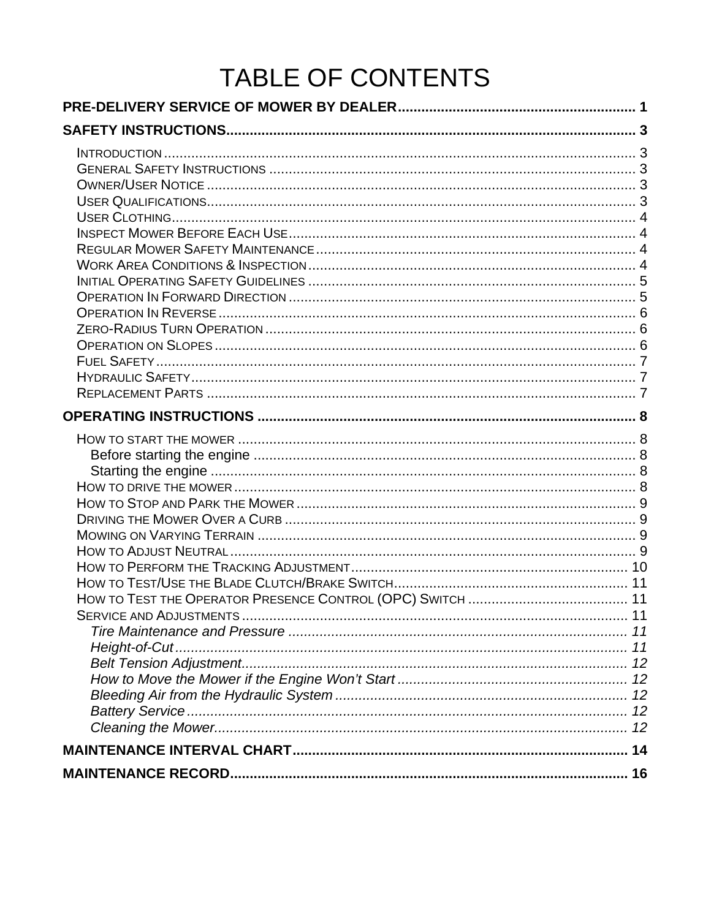# TABLE OF CONTENTS

**PRE-DELIVERY SERVICE OF MOWER BY DEALER** .......... 1

**SAFETY INSTRUCTIONS** .......... 3

- Introduction .......... 3
- General Safety Instructions .......... 3
- Owner/User Notice .......... 3
- User Qualifications .......... 3
- User Clothing .......... 4
- Inspect Mower Before Each Use .......... 4
- Regular Mower Safety Maintenance .......... 4
- Work Area Conditions & Inspection .......... 4
- Initial Operating Safety Guidelines .......... 5
- Operation In Forward Direction .......... 5
- Operation In Reverse .......... 6
- Zero-Radius Turn Operation .......... 6
- Operation on Slopes .......... 6
- Fuel Safety .......... 7
- Hydraulic Safety .......... 7
- Replacement Parts .......... 7

**OPERATING INSTRUCTIONS** .......... 8

- How to start the mower .......... 8
  - Before starting the engine .......... 8
  - Starting the engine .......... 8
- How to drive the mower .......... 8
- How to Stop and Park the Mower .......... 9
- Driving the Mower Over a Curb .......... 9
- Mowing on Varying Terrain .......... 9
- How to Adjust Neutral .......... 9
- How to Perform the Tracking Adjustment .......... 10
- How to Test/Use the Blade Clutch/Brake Switch .......... 11
- How to Test the Operator Presence Control (OPC) Switch .......... 11
- Service and Adjustments .......... 11
  - *Tire Maintenance and Pressure* .......... 11
  - *Height-of-Cut* .......... 11
  - *Belt Tension Adjustment* .......... 12
  - *How to Move the Mower if the Engine Won't Start* .......... 12
  - *Bleeding Air from the Hydraulic System* .......... 12
  - *Battery Service* .......... 12
  - *Cleaning the Mower* .......... 12

**MAINTENANCE INTERVAL CHART** .......... 14

**MAINTENANCE RECORD** .......... 16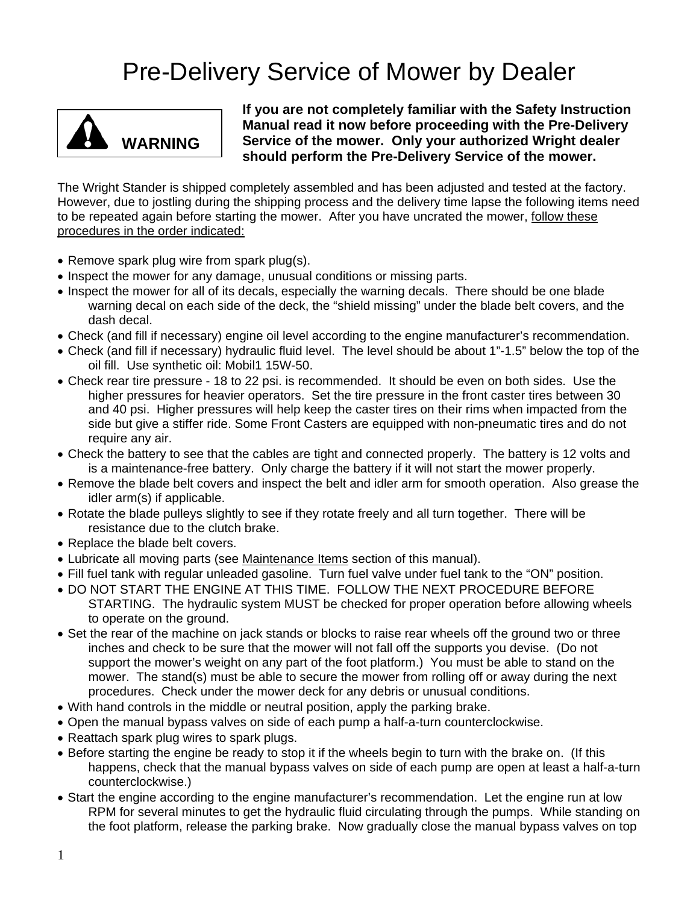# Pre-Delivery Service of Mower by Dealer

**WARNING**

**If you are not completely familiar with the Safety Instruction Manual read it now before proceeding with the Pre-Delivery Service of the mower. Only your authorized Wright dealer should perform the Pre-Delivery Service of the mower.**

The Wright Stander is shipped completely assembled and has been adjusted and tested at the factory. However, due to jostling during the shipping process and the delivery time lapse the following items need to be repeated again before starting the mower. After you have uncrated the mower, follow these procedures in the order indicated:

- Remove spark plug wire from spark plug(s).
- Inspect the mower for any damage, unusual conditions or missing parts.
- Inspect the mower for all of its decals, especially the warning decals. There should be one blade warning decal on each side of the deck, the "shield missing" under the blade belt covers, and the dash decal.
- Check (and fill if necessary) engine oil level according to the engine manufacturer's recommendation.
- Check (and fill if necessary) hydraulic fluid level. The level should be about 1"-1.5" below the top of the oil fill. Use synthetic oil: Mobil1 15W-50.
- Check rear tire pressure - 18 to 22 psi. is recommended. It should be even on both sides. Use the higher pressures for heavier operators. Set the tire pressure in the front caster tires between 30 and 40 psi. Higher pressures will help keep the caster tires on their rims when impacted from the side but give a stiffer ride. Some Front Casters are equipped with non-pneumatic tires and do not require any air.
- Check the battery to see that the cables are tight and connected properly. The battery is 12 volts and is a maintenance-free battery. Only charge the battery if it will not start the mower properly.
- Remove the blade belt covers and inspect the belt and idler arm for smooth operation. Also grease the idler arm(s) if applicable.
- Rotate the blade pulleys slightly to see if they rotate freely and all turn together. There will be resistance due to the clutch brake.
- Replace the blade belt covers.
- Lubricate all moving parts (see Maintenance Items section of this manual).
- Fill fuel tank with regular unleaded gasoline. Turn fuel valve under fuel tank to the "ON" position.
- DO NOT START THE ENGINE AT THIS TIME. FOLLOW THE NEXT PROCEDURE BEFORE STARTING. The hydraulic system MUST be checked for proper operation before allowing wheels to operate on the ground.
- Set the rear of the machine on jack stands or blocks to raise rear wheels off the ground two or three inches and check to be sure that the mower will not fall off the supports you devise. (Do not support the mower's weight on any part of the foot platform.) You must be able to stand on the mower. The stand(s) must be able to secure the mower from rolling off or away during the next procedures. Check under the mower deck for any debris or unusual conditions.
- With hand controls in the middle or neutral position, apply the parking brake.
- Open the manual bypass valves on side of each pump a half-a-turn counterclockwise.
- Reattach spark plug wires to spark plugs.
- Before starting the engine be ready to stop it if the wheels begin to turn with the brake on. (If this happens, check that the manual bypass valves on side of each pump are open at least a half-a-turn counterclockwise.)
- Start the engine according to the engine manufacturer's recommendation. Let the engine run at low RPM for several minutes to get the hydraulic fluid circulating through the pumps. While standing on the foot platform, release the parking brake. Now gradually close the manual bypass valves on top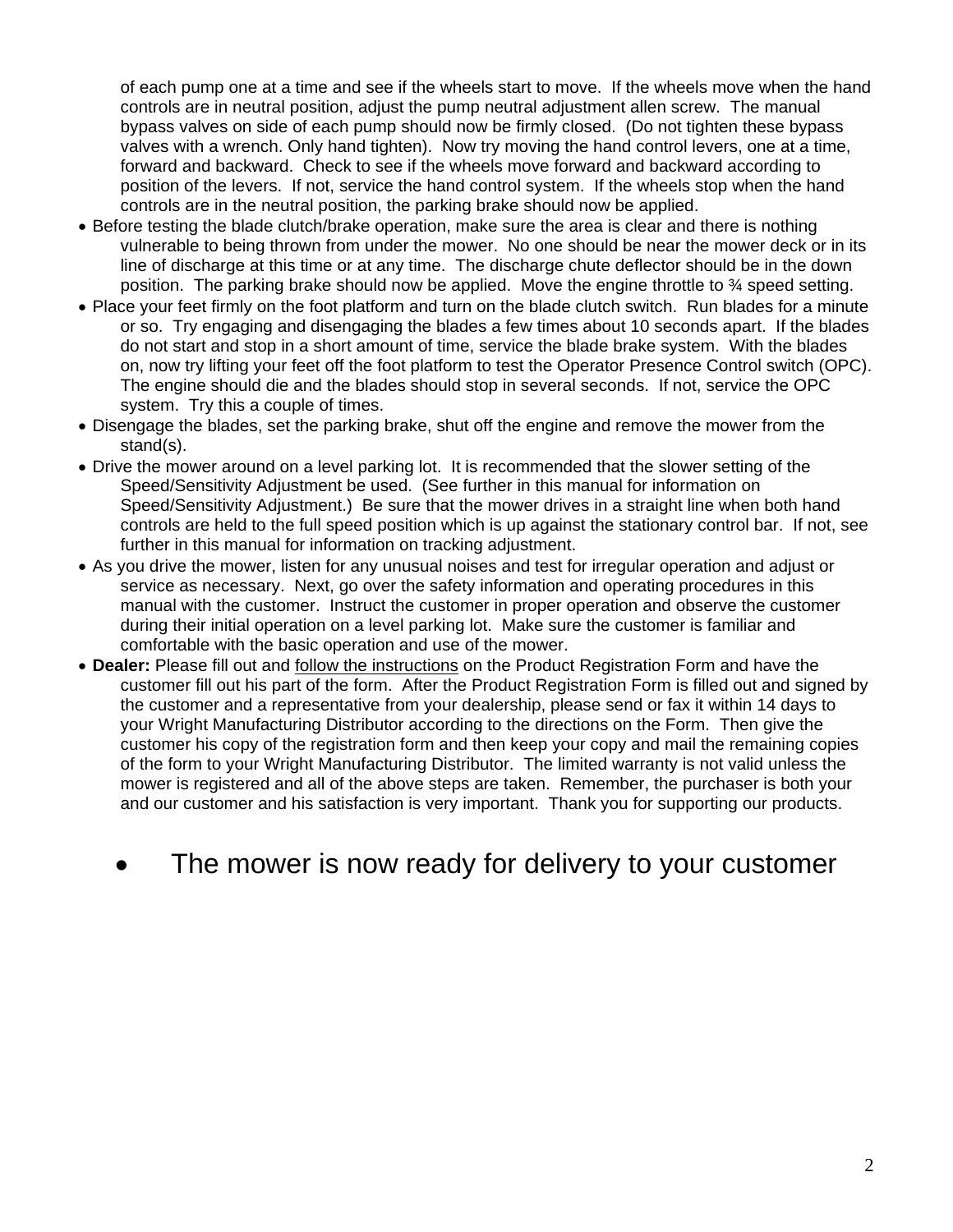of each pump one at a time and see if the wheels start to move. If the wheels move when the hand controls are in neutral position, adjust the pump neutral adjustment allen screw. The manual bypass valves on side of each pump should now be firmly closed. (Do not tighten these bypass valves with a wrench. Only hand tighten). Now try moving the hand control levers, one at a time, forward and backward. Check to see if the wheels move forward and backward according to position of the levers. If not, service the hand control system. If the wheels stop when the hand controls are in the neutral position, the parking brake should now be applied.

- Before testing the blade clutch/brake operation, make sure the area is clear and there is nothing vulnerable to being thrown from under the mower. No one should be near the mower deck or in its line of discharge at this time or at any time. The discharge chute deflector should be in the down position. The parking brake should now be applied. Move the engine throttle to ¾ speed setting.
- Place your feet firmly on the foot platform and turn on the blade clutch switch. Run blades for a minute or so. Try engaging and disengaging the blades a few times about 10 seconds apart. If the blades do not start and stop in a short amount of time, service the blade brake system. With the blades on, now try lifting your feet off the foot platform to test the Operator Presence Control switch (OPC). The engine should die and the blades should stop in several seconds. If not, service the OPC system. Try this a couple of times.
- Disengage the blades, set the parking brake, shut off the engine and remove the mower from the stand(s).
- Drive the mower around on a level parking lot. It is recommended that the slower setting of the Speed/Sensitivity Adjustment be used. (See further in this manual for information on Speed/Sensitivity Adjustment.) Be sure that the mower drives in a straight line when both hand controls are held to the full speed position which is up against the stationary control bar. If not, see further in this manual for information on tracking adjustment.
- As you drive the mower, listen for any unusual noises and test for irregular operation and adjust or service as necessary. Next, go over the safety information and operating procedures in this manual with the customer. Instruct the customer in proper operation and observe the customer during their initial operation on a level parking lot. Make sure the customer is familiar and comfortable with the basic operation and use of the mower.
- **Dealer:** Please fill out and follow the instructions on the Product Registration Form and have the customer fill out his part of the form. After the Product Registration Form is filled out and signed by the customer and a representative from your dealership, please send or fax it within 14 days to your Wright Manufacturing Distributor according to the directions on the Form. Then give the customer his copy of the registration form and then keep your copy and mail the remaining copies of the form to your Wright Manufacturing Distributor. The limited warranty is not valid unless the mower is registered and all of the above steps are taken. Remember, the purchaser is both your and our customer and his satisfaction is very important. Thank you for supporting our products.

- The mower is now ready for delivery to your customer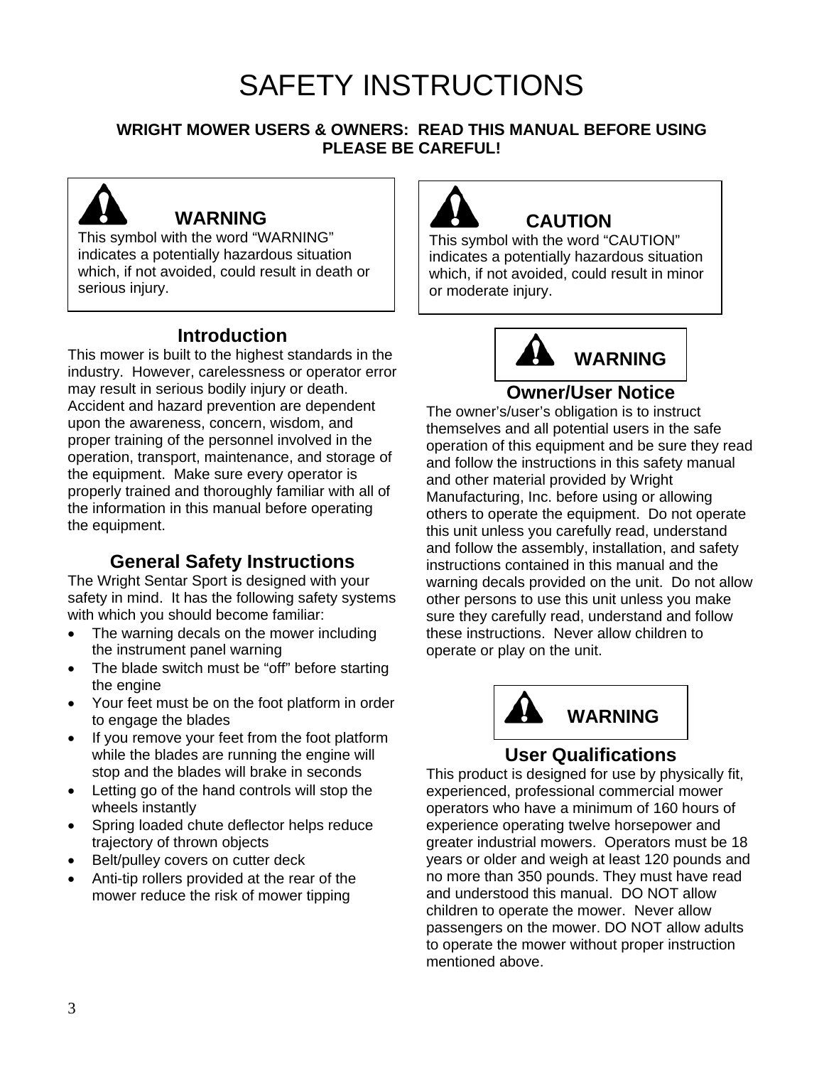# SAFETY INSTRUCTIONS

**WRIGHT MOWER USERS & OWNERS: READ THIS MANUAL BEFORE USING**
**PLEASE BE CAREFUL!**

> **WARNING**
> This symbol with the word "WARNING" indicates a potentially hazardous situation which, if not avoided, could result in death or serious injury.

> **CAUTION**
> This symbol with the word "CAUTION" indicates a potentially hazardous situation which, if not avoided, could result in minor or moderate injury.

## Introduction

This mower is built to the highest standards in the industry. However, carelessness or operator error may result in serious bodily injury or death. Accident and hazard prevention are dependent upon the awareness, concern, wisdom, and proper training of the personnel involved in the operation, transport, maintenance, and storage of the equipment. Make sure every operator is properly trained and thoroughly familiar with all of the information in this manual before operating the equipment.

## General Safety Instructions

The Wright Sentar Sport is designed with your safety in mind. It has the following safety systems with which you should become familiar:

- The warning decals on the mower including the instrument panel warning
- The blade switch must be "off" before starting the engine
- Your feet must be on the foot platform in order to engage the blades
- If you remove your feet from the foot platform while the blades are running the engine will stop and the blades will brake in seconds
- Letting go of the hand controls will stop the wheels instantly
- Spring loaded chute deflector helps reduce trajectory of thrown objects
- Belt/pulley covers on cutter deck
- Anti-tip rollers provided at the rear of the mower reduce the risk of mower tipping

**WARNING**

## Owner/User Notice

The owner's/user's obligation is to instruct themselves and all potential users in the safe operation of this equipment and be sure they read and follow the instructions in this safety manual and other material provided by Wright Manufacturing, Inc. before using or allowing others to operate the equipment. Do not operate this unit unless you carefully read, understand and follow the assembly, installation, and safety instructions contained in this manual and the warning decals provided on the unit. Do not allow other persons to use this unit unless you make sure they carefully read, understand and follow these instructions. Never allow children to operate or play on the unit.

**WARNING**

## User Qualifications

This product is designed for use by physically fit, experienced, professional commercial mower operators who have a minimum of 160 hours of experience operating twelve horsepower and greater industrial mowers. Operators must be 18 years or older and weigh at least 120 pounds and no more than 350 pounds. They must have read and understood this manual. DO NOT allow children to operate the mower. Never allow passengers on the mower. DO NOT allow adults to operate the mower without proper instruction mentioned above.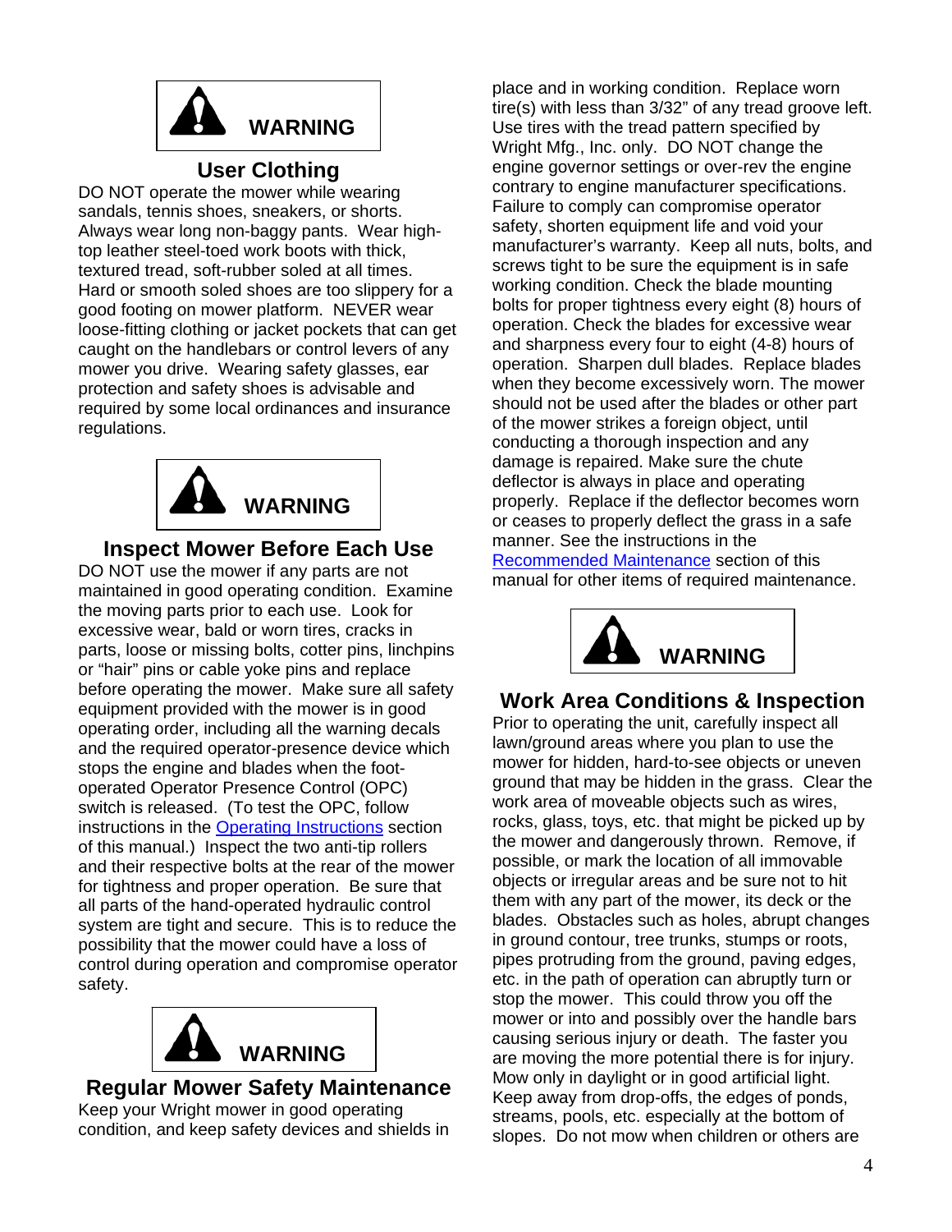**WARNING**

## User Clothing

DO NOT operate the mower while wearing sandals, tennis shoes, sneakers, or shorts. Always wear long non-baggy pants. Wear high-top leather steel-toed work boots with thick, textured tread, soft-rubber soled at all times. Hard or smooth soled shoes are too slippery for a good footing on mower platform. NEVER wear loose-fitting clothing or jacket pockets that can get caught on the handlebars or control levers of any mower you drive. Wearing safety glasses, ear protection and safety shoes is advisable and required by some local ordinances and insurance regulations.

**WARNING**

## Inspect Mower Before Each Use

DO NOT use the mower if any parts are not maintained in good operating condition. Examine the moving parts prior to each use. Look for excessive wear, bald or worn tires, cracks in parts, loose or missing bolts, cotter pins, linchpins or "hair" pins or cable yoke pins and replace before operating the mower. Make sure all safety equipment provided with the mower is in good operating order, including all the warning decals and the required operator-presence device which stops the engine and blades when the foot-operated Operator Presence Control (OPC) switch is released. (To test the OPC, follow instructions in the Operating Instructions section of this manual.) Inspect the two anti-tip rollers and their respective bolts at the rear of the mower for tightness and proper operation. Be sure that all parts of the hand-operated hydraulic control system are tight and secure. This is to reduce the possibility that the mower could have a loss of control during operation and compromise operator safety.

**WARNING**

## Regular Mower Safety Maintenance

Keep your Wright mower in good operating condition, and keep safety devices and shields in place and in working condition. Replace worn tire(s) with less than 3/32" of any tread groove left. Use tires with the tread pattern specified by Wright Mfg., Inc. only. DO NOT change the engine governor settings or over-rev the engine contrary to engine manufacturer specifications. Failure to comply can compromise operator safety, shorten equipment life and void your manufacturer's warranty. Keep all nuts, bolts, and screws tight to be sure the equipment is in safe working condition. Check the blade mounting bolts for proper tightness every eight (8) hours of operation. Check the blades for excessive wear and sharpness every four to eight (4-8) hours of operation. Sharpen dull blades. Replace blades when they become excessively worn. The mower should not be used after the blades or other part of the mower strikes a foreign object, until conducting a thorough inspection and any damage is repaired. Make sure the chute deflector is always in place and operating properly. Replace if the deflector becomes worn or ceases to properly deflect the grass in a safe manner. See the instructions in the Recommended Maintenance section of this manual for other items of required maintenance.

**WARNING**

## Work Area Conditions & Inspection

Prior to operating the unit, carefully inspect all lawn/ground areas where you plan to use the mower for hidden, hard-to-see objects or uneven ground that may be hidden in the grass. Clear the work area of moveable objects such as wires, rocks, glass, toys, etc. that might be picked up by the mower and dangerously thrown. Remove, if possible, or mark the location of all immovable objects or irregular areas and be sure not to hit them with any part of the mower, its deck or the blades. Obstacles such as holes, abrupt changes in ground contour, tree trunks, stumps or roots, pipes protruding from the ground, paving edges, etc. in the path of operation can abruptly turn or stop the mower. This could throw you off the mower or into and possibly over the handle bars causing serious injury or death. The faster you are moving the more potential there is for injury. Mow only in daylight or in good artificial light. Keep away from drop-offs, the edges of ponds, streams, pools, etc. especially at the bottom of slopes. Do not mow when children or others are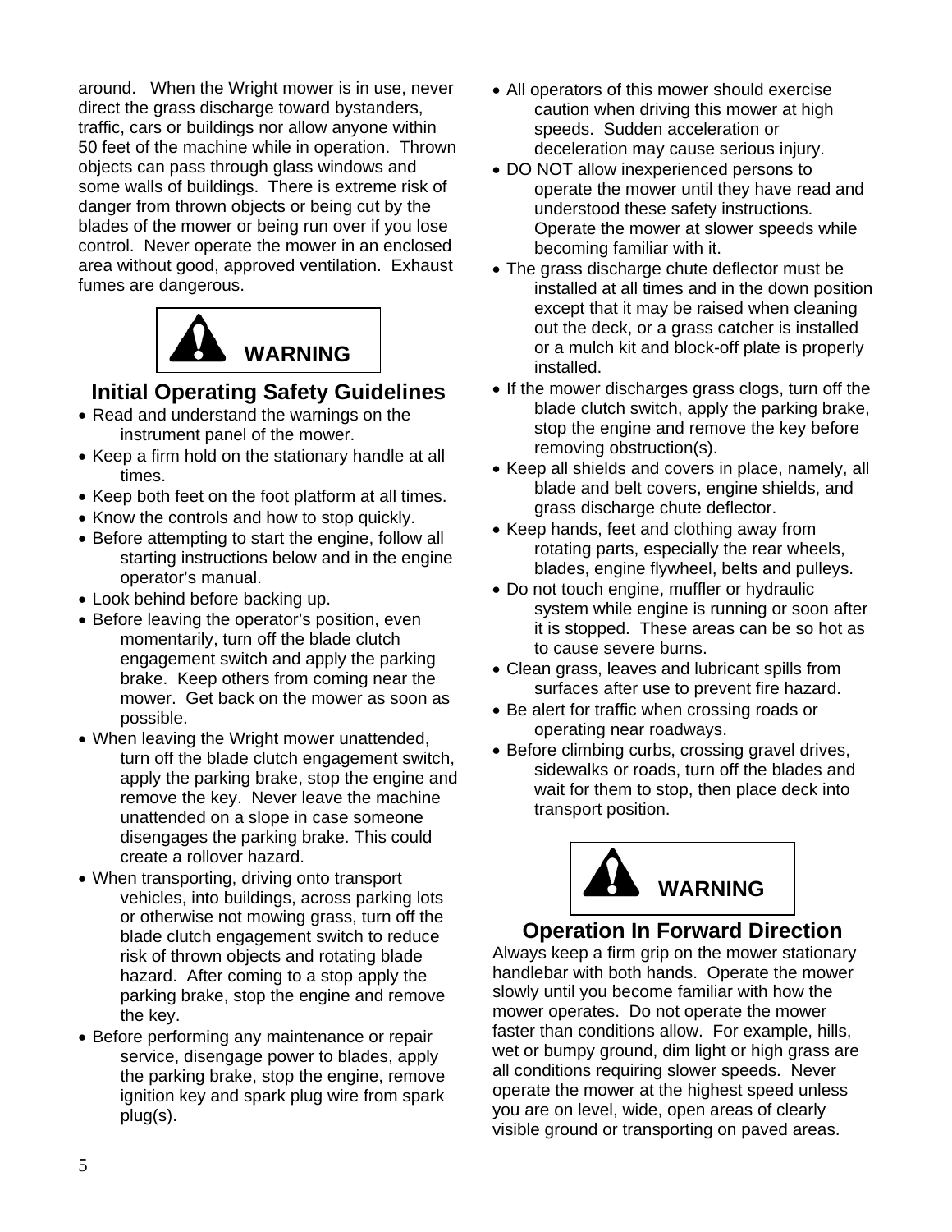around. When the Wright mower is in use, never direct the grass discharge toward bystanders, traffic, cars or buildings nor allow anyone within 50 feet of the machine while in operation. Thrown objects can pass through glass windows and some walls of buildings. There is extreme risk of danger from thrown objects or being cut by the blades of the mower or being run over if you lose control. Never operate the mower in an enclosed area without good, approved ventilation. Exhaust fumes are dangerous.

**WARNING**

## Initial Operating Safety Guidelines

- Read and understand the warnings on the instrument panel of the mower.
- Keep a firm hold on the stationary handle at all times.
- Keep both feet on the foot platform at all times.
- Know the controls and how to stop quickly.
- Before attempting to start the engine, follow all starting instructions below and in the engine operator's manual.
- Look behind before backing up.
- Before leaving the operator's position, even momentarily, turn off the blade clutch engagement switch and apply the parking brake. Keep others from coming near the mower. Get back on the mower as soon as possible.
- When leaving the Wright mower unattended, turn off the blade clutch engagement switch, apply the parking brake, stop the engine and remove the key. Never leave the machine unattended on a slope in case someone disengages the parking brake. This could create a rollover hazard.
- When transporting, driving onto transport vehicles, into buildings, across parking lots or otherwise not mowing grass, turn off the blade clutch engagement switch to reduce risk of thrown objects and rotating blade hazard. After coming to a stop apply the parking brake, stop the engine and remove the key.
- Before performing any maintenance or repair service, disengage power to blades, apply the parking brake, stop the engine, remove ignition key and spark plug wire from spark plug(s).
- All operators of this mower should exercise caution when driving this mower at high speeds. Sudden acceleration or deceleration may cause serious injury.
- DO NOT allow inexperienced persons to operate the mower until they have read and understood these safety instructions. Operate the mower at slower speeds while becoming familiar with it.
- The grass discharge chute deflector must be installed at all times and in the down position except that it may be raised when cleaning out the deck, or a grass catcher is installed or a mulch kit and block-off plate is properly installed.
- If the mower discharges grass clogs, turn off the blade clutch switch, apply the parking brake, stop the engine and remove the key before removing obstruction(s).
- Keep all shields and covers in place, namely, all blade and belt covers, engine shields, and grass discharge chute deflector.
- Keep hands, feet and clothing away from rotating parts, especially the rear wheels, blades, engine flywheel, belts and pulleys.
- Do not touch engine, muffler or hydraulic system while engine is running or soon after it is stopped. These areas can be so hot as to cause severe burns.
- Clean grass, leaves and lubricant spills from surfaces after use to prevent fire hazard.
- Be alert for traffic when crossing roads or operating near roadways.
- Before climbing curbs, crossing gravel drives, sidewalks or roads, turn off the blades and wait for them to stop, then place deck into transport position.

**WARNING**

## Operation In Forward Direction

Always keep a firm grip on the mower stationary handlebar with both hands. Operate the mower slowly until you become familiar with how the mower operates. Do not operate the mower faster than conditions allow. For example, hills, wet or bumpy ground, dim light or high grass are all conditions requiring slower speeds. Never operate the mower at the highest speed unless you are on level, wide, open areas of clearly visible ground or transporting on paved areas.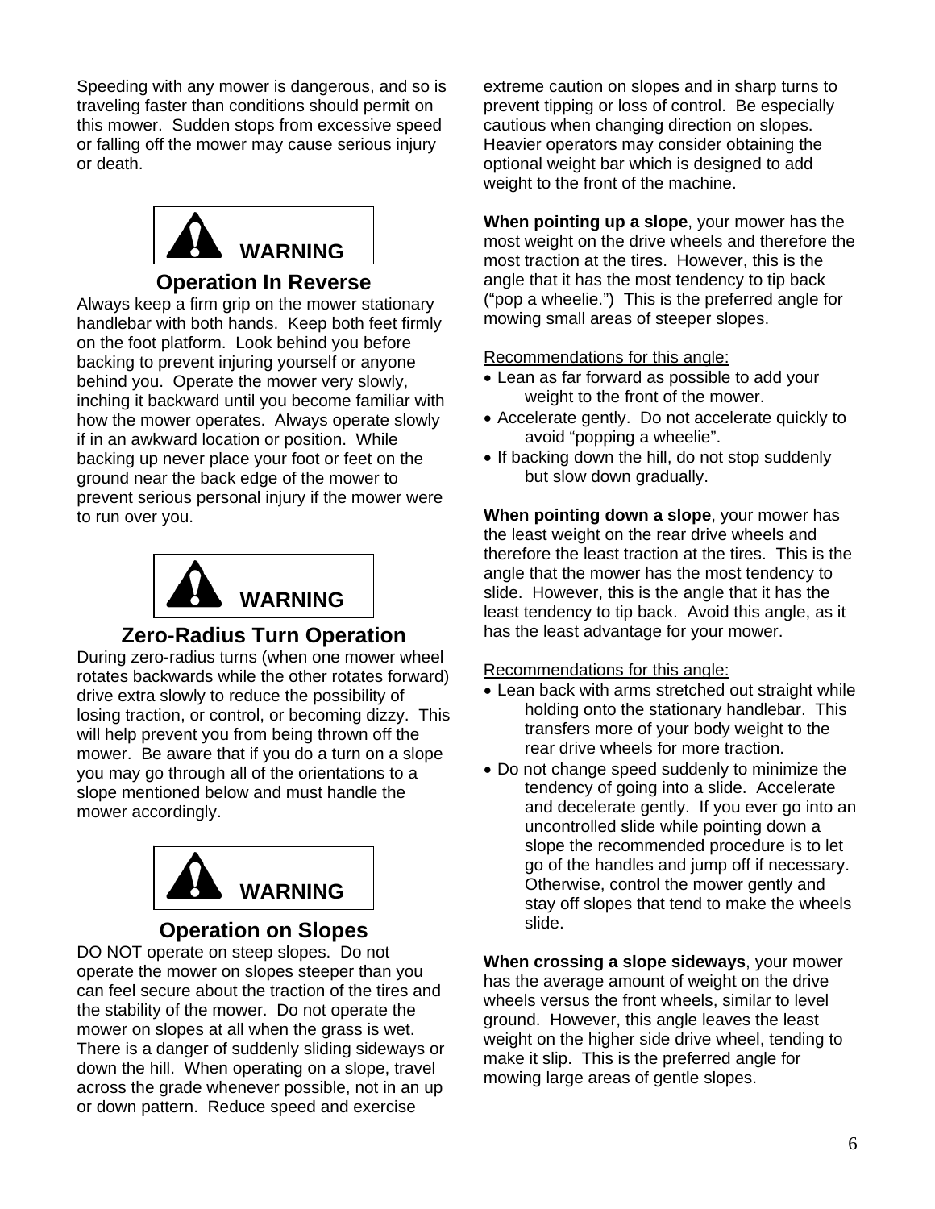Speeding with any mower is dangerous, and so is traveling faster than conditions should permit on this mower. Sudden stops from excessive speed or falling off the mower may cause serious injury or death.

**WARNING**

## Operation In Reverse

Always keep a firm grip on the mower stationary handlebar with both hands. Keep both feet firmly on the foot platform. Look behind you before backing to prevent injuring yourself or anyone behind you. Operate the mower very slowly, inching it backward until you become familiar with how the mower operates. Always operate slowly if in an awkward location or position. While backing up never place your foot or feet on the ground near the back edge of the mower to prevent serious personal injury if the mower were to run over you.

**WARNING**

## Zero-Radius Turn Operation

During zero-radius turns (when one mower wheel rotates backwards while the other rotates forward) drive extra slowly to reduce the possibility of losing traction, or control, or becoming dizzy. This will help prevent you from being thrown off the mower. Be aware that if you do a turn on a slope you may go through all of the orientations to a slope mentioned below and must handle the mower accordingly.

**WARNING**

## Operation on Slopes

DO NOT operate on steep slopes. Do not operate the mower on slopes steeper than you can feel secure about the traction of the tires and the stability of the mower. Do not operate the mower on slopes at all when the grass is wet. There is a danger of suddenly sliding sideways or down the hill. When operating on a slope, travel across the grade whenever possible, not in an up or down pattern. Reduce speed and exercise extreme caution on slopes and in sharp turns to prevent tipping or loss of control. Be especially cautious when changing direction on slopes. Heavier operators may consider obtaining the optional weight bar which is designed to add weight to the front of the machine.

**When pointing up a slope**, your mower has the most weight on the drive wheels and therefore the most traction at the tires. However, this is the angle that it has the most tendency to tip back ("pop a wheelie.") This is the preferred angle for mowing small areas of steeper slopes.

Recommendations for this angle:

- Lean as far forward as possible to add your weight to the front of the mower.
- Accelerate gently. Do not accelerate quickly to avoid "popping a wheelie".
- If backing down the hill, do not stop suddenly but slow down gradually.

**When pointing down a slope**, your mower has the least weight on the rear drive wheels and therefore the least traction at the tires. This is the angle that the mower has the most tendency to slide. However, this is the angle that it has the least tendency to tip back. Avoid this angle, as it has the least advantage for your mower.

Recommendations for this angle:

- Lean back with arms stretched out straight while holding onto the stationary handlebar. This transfers more of your body weight to the rear drive wheels for more traction.
- Do not change speed suddenly to minimize the tendency of going into a slide. Accelerate and decelerate gently. If you ever go into an uncontrolled slide while pointing down a slope the recommended procedure is to let go of the handles and jump off if necessary. Otherwise, control the mower gently and stay off slopes that tend to make the wheels slide.

**When crossing a slope sideways**, your mower has the average amount of weight on the drive wheels versus the front wheels, similar to level ground. However, this angle leaves the least weight on the higher side drive wheel, tending to make it slip. This is the preferred angle for mowing large areas of gentle slopes.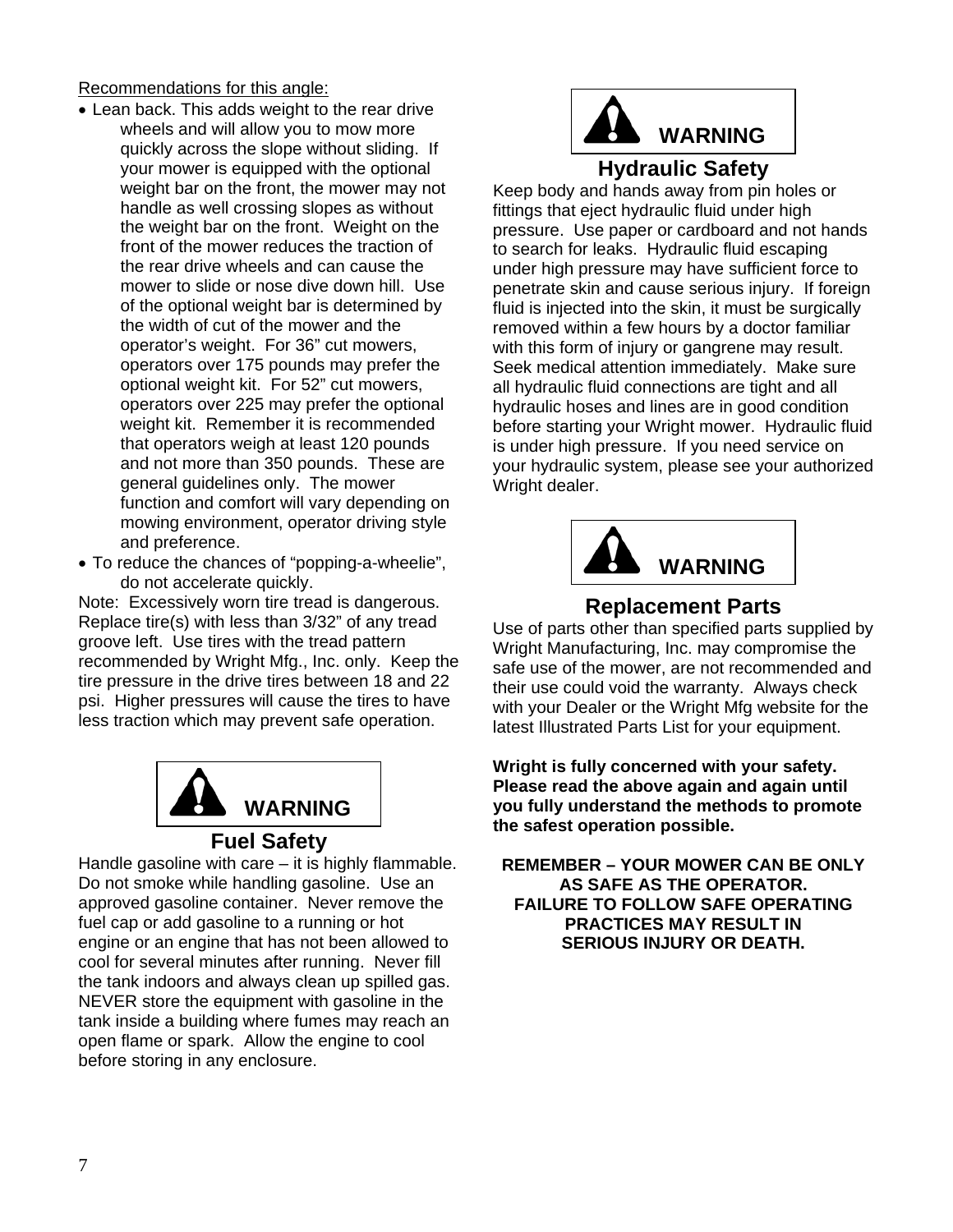Recommendations for this angle:

- Lean back. This adds weight to the rear drive wheels and will allow you to mow more quickly across the slope without sliding. If your mower is equipped with the optional weight bar on the front, the mower may not handle as well crossing slopes as without the weight bar on the front. Weight on the front of the mower reduces the traction of the rear drive wheels and can cause the mower to slide or nose dive down hill. Use of the optional weight bar is determined by the width of cut of the mower and the operator's weight. For 36" cut mowers, operators over 175 pounds may prefer the optional weight kit. For 52" cut mowers, operators over 225 may prefer the optional weight kit. Remember it is recommended that operators weigh at least 120 pounds and not more than 350 pounds. These are general guidelines only. The mower function and comfort will vary depending on mowing environment, operator driving style and preference.
- To reduce the chances of "popping-a-wheelie", do not accelerate quickly.

Note: Excessively worn tire tread is dangerous. Replace tire(s) with less than 3/32" of any tread groove left. Use tires with the tread pattern recommended by Wright Mfg., Inc. only. Keep the tire pressure in the drive tires between 18 and 22 psi. Higher pressures will cause the tires to have less traction which may prevent safe operation.

**WARNING**

## Fuel Safety

Handle gasoline with care – it is highly flammable. Do not smoke while handling gasoline. Use an approved gasoline container. Never remove the fuel cap or add gasoline to a running or hot engine or an engine that has not been allowed to cool for several minutes after running. Never fill the tank indoors and always clean up spilled gas. NEVER store the equipment with gasoline in the tank inside a building where fumes may reach an open flame or spark. Allow the engine to cool before storing in any enclosure.

**WARNING**

## Hydraulic Safety

Keep body and hands away from pin holes or fittings that eject hydraulic fluid under high pressure. Use paper or cardboard and not hands to search for leaks. Hydraulic fluid escaping under high pressure may have sufficient force to penetrate skin and cause serious injury. If foreign fluid is injected into the skin, it must be surgically removed within a few hours by a doctor familiar with this form of injury or gangrene may result. Seek medical attention immediately. Make sure all hydraulic fluid connections are tight and all hydraulic hoses and lines are in good condition before starting your Wright mower. Hydraulic fluid is under high pressure. If you need service on your hydraulic system, please see your authorized Wright dealer.

**WARNING**

## Replacement Parts

Use of parts other than specified parts supplied by Wright Manufacturing, Inc. may compromise the safe use of the mower, are not recommended and their use could void the warranty. Always check with your Dealer or the Wright Mfg website for the latest Illustrated Parts List for your equipment.

**Wright is fully concerned with your safety. Please read the above again and again until you fully understand the methods to promote the safest operation possible.**

**REMEMBER – YOUR MOWER CAN BE ONLY AS SAFE AS THE OPERATOR. FAILURE TO FOLLOW SAFE OPERATING PRACTICES MAY RESULT IN SERIOUS INJURY OR DEATH.**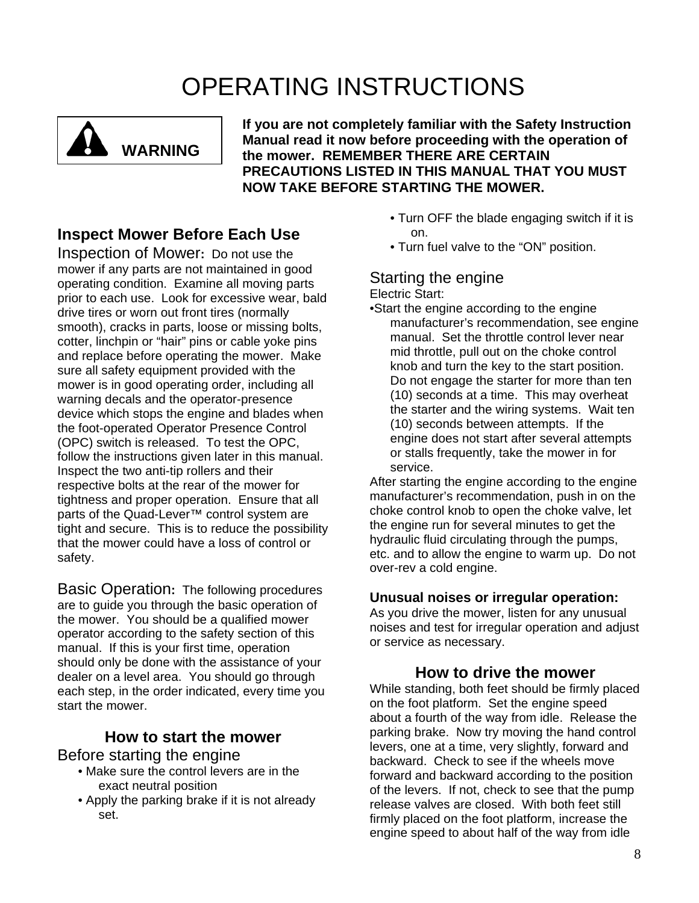# OPERATING INSTRUCTIONS

**WARNING**

**If you are not completely familiar with the Safety Instruction Manual read it now before proceeding with the operation of the mower. REMEMBER THERE ARE CERTAIN PRECAUTIONS LISTED IN THIS MANUAL THAT YOU MUST NOW TAKE BEFORE STARTING THE MOWER.**

## Inspect Mower Before Each Use

**Inspection of Mower:** Do not use the mower if any parts are not maintained in good operating condition. Examine all moving parts prior to each use. Look for excessive wear, bald drive tires or worn out front tires (normally smooth), cracks in parts, loose or missing bolts, cotter, linchpin or "hair" pins or cable yoke pins and replace before operating the mower. Make sure all safety equipment provided with the mower is in good operating order, including all warning decals and the operator-presence device which stops the engine and blades when the foot-operated Operator Presence Control (OPC) switch is released. To test the OPC, follow the instructions given later in this manual. Inspect the two anti-tip rollers and their respective bolts at the rear of the mower for tightness and proper operation. Ensure that all parts of the Quad-Lever™ control system are tight and secure. This is to reduce the possibility that the mower could have a loss of control or safety.

**Basic Operation:** The following procedures are to guide you through the basic operation of the mower. You should be a qualified mower operator according to the safety section of this manual. If this is your first time, operation should only be done with the assistance of your dealer on a level area. You should go through each step, in the order indicated, every time you start the mower.

### How to start the mower

Before starting the engine

- Make sure the control levers are in the exact neutral position
- Apply the parking brake if it is not already set.
- Turn OFF the blade engaging switch if it is on.
- Turn fuel valve to the "ON" position.

Starting the engine

Electric Start:

- Start the engine according to the engine manufacturer's recommendation, see engine manual. Set the throttle control lever near mid throttle, pull out on the choke control knob and turn the key to the start position. Do not engage the starter for more than ten (10) seconds at a time. This may overheat the starter and the wiring systems. Wait ten (10) seconds between attempts. If the engine does not start after several attempts or stalls frequently, take the mower in for service.

After starting the engine according to the engine manufacturer's recommendation, push in on the choke control knob to open the choke valve, let the engine run for several minutes to get the hydraulic fluid circulating through the pumps, etc. and to allow the engine to warm up. Do not over-rev a cold engine.

**Unusual noises or irregular operation:**
As you drive the mower, listen for any unusual noises and test for irregular operation and adjust or service as necessary.

### How to drive the mower

While standing, both feet should be firmly placed on the foot platform. Set the engine speed about a fourth of the way from idle. Release the parking brake. Now try moving the hand control levers, one at a time, very slightly, forward and backward. Check to see if the wheels move forward and backward according to the position of the levers. If not, check to see that the pump release valves are closed. With both feet still firmly placed on the foot platform, increase the engine speed to about half of the way from idle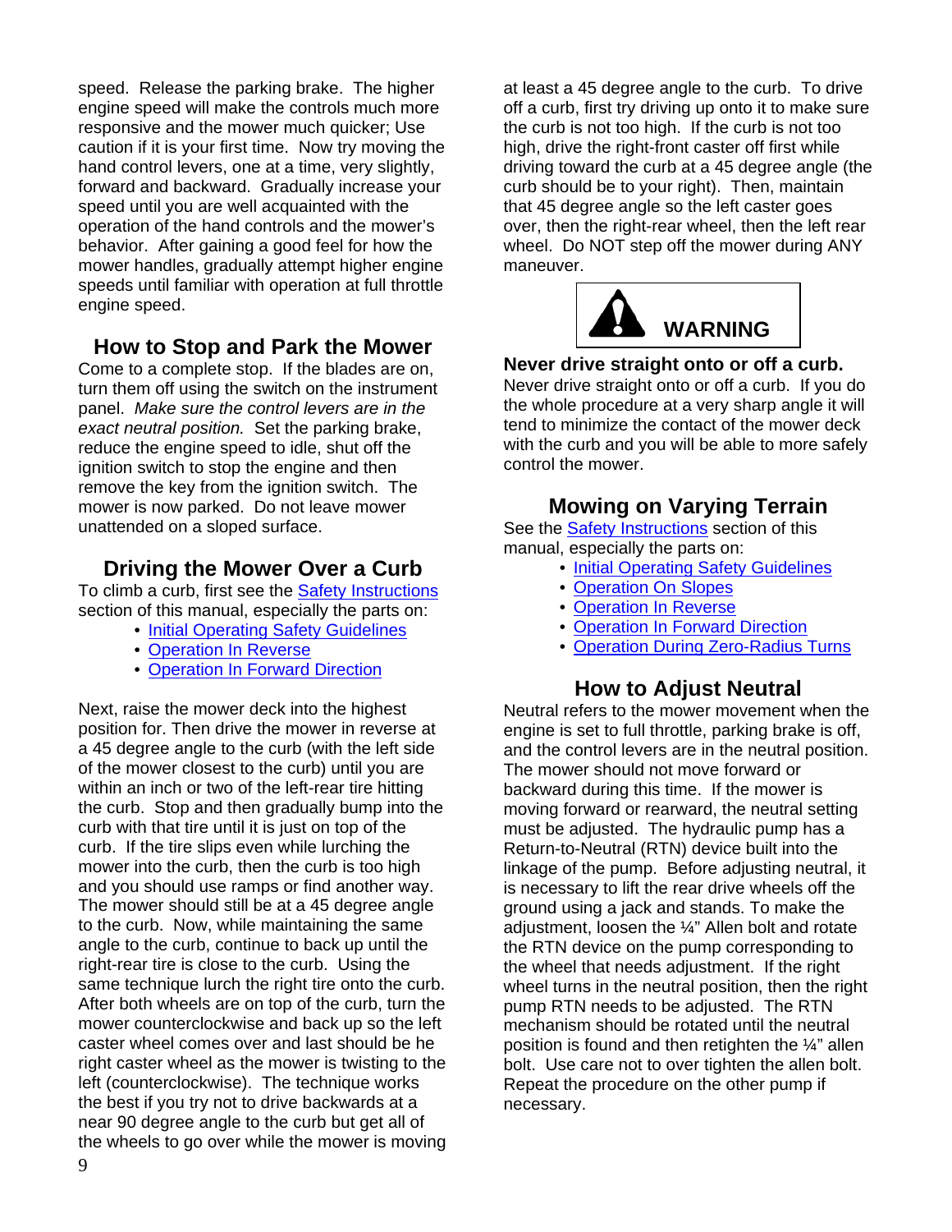speed. Release the parking brake. The higher engine speed will make the controls much more responsive and the mower much quicker; Use caution if it is your first time. Now try moving the hand control levers, one at a time, very slightly, forward and backward. Gradually increase your speed until you are well acquainted with the operation of the hand controls and the mower's behavior. After gaining a good feel for how the mower handles, gradually attempt higher engine speeds until familiar with operation at full throttle engine speed.

## How to Stop and Park the Mower

Come to a complete stop. If the blades are on, turn them off using the switch on the instrument panel. *Make sure the control levers are in the exact neutral position.* Set the parking brake, reduce the engine speed to idle, shut off the ignition switch to stop the engine and then remove the key from the ignition switch. The mower is now parked. Do not leave mower unattended on a sloped surface.

## Driving the Mower Over a Curb

To climb a curb, first see the Safety Instructions section of this manual, especially the parts on:

- Initial Operating Safety Guidelines
- Operation In Reverse
- Operation In Forward Direction

Next, raise the mower deck into the highest position for. Then drive the mower in reverse at a 45 degree angle to the curb (with the left side of the mower closest to the curb) until you are within an inch or two of the left-rear tire hitting the curb. Stop and then gradually bump into the curb with that tire until it is just on top of the curb. If the tire slips even while lurching the mower into the curb, then the curb is too high and you should use ramps or find another way. The mower should still be at a 45 degree angle to the curb. Now, while maintaining the same angle to the curb, continue to back up until the right-rear tire is close to the curb. Using the same technique lurch the right tire onto the curb. After both wheels are on top of the curb, turn the mower counterclockwise and back up so the left caster wheel comes over and last should be he right caster wheel as the mower is twisting to the left (counterclockwise). The technique works the best if you try not to drive backwards at a near 90 degree angle to the curb but get all of the wheels to go over while the mower is moving at least a 45 degree angle to the curb. To drive off a curb, first try driving up onto it to make sure the curb is not too high. If the curb is not too high, drive the right-front caster off first while driving toward the curb at a 45 degree angle (the curb should be to your right). Then, maintain that 45 degree angle so the left caster goes over, then the right-rear wheel, then the left rear wheel. Do NOT step off the mower during ANY maneuver.

**WARNING**

**Never drive straight onto or off a curb.**

Never drive straight onto or off a curb. If you do the whole procedure at a very sharp angle it will tend to minimize the contact of the mower deck with the curb and you will be able to more safely control the mower.

## Mowing on Varying Terrain

See the Safety Instructions section of this manual, especially the parts on:

- Initial Operating Safety Guidelines
- Operation On Slopes
- Operation In Reverse
- Operation In Forward Direction
- Operation During Zero-Radius Turns

## How to Adjust Neutral

Neutral refers to the mower movement when the engine is set to full throttle, parking brake is off, and the control levers are in the neutral position. The mower should not move forward or backward during this time. If the mower is moving forward or rearward, the neutral setting must be adjusted. The hydraulic pump has a Return-to-Neutral (RTN) device built into the linkage of the pump. Before adjusting neutral, it is necessary to lift the rear drive wheels off the ground using a jack and stands. To make the adjustment, loosen the ¼" Allen bolt and rotate the RTN device on the pump corresponding to the wheel that needs adjustment. If the right wheel turns in the neutral position, then the right pump RTN needs to be adjusted. The RTN mechanism should be rotated until the neutral position is found and then retighten the ¼" allen bolt. Use care not to over tighten the allen bolt. Repeat the procedure on the other pump if necessary.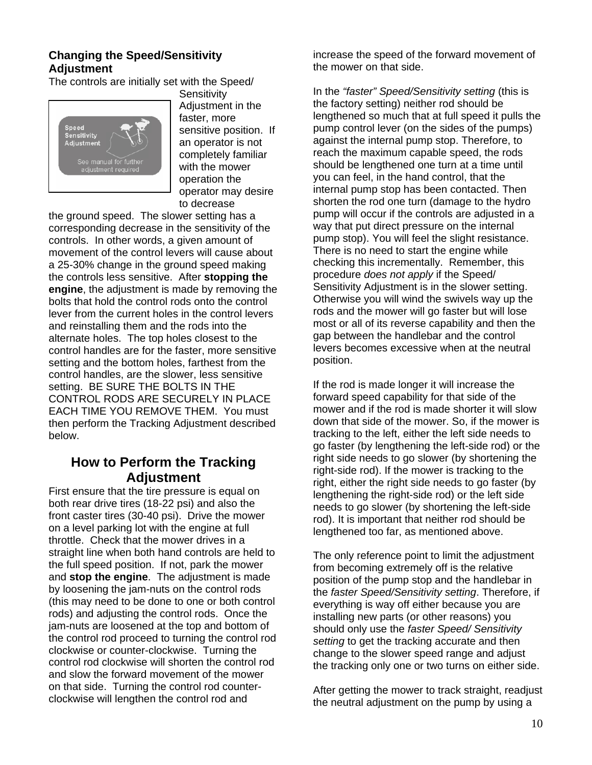### Changing the Speed/Sensitivity Adjustment

The controls are initially set with the Speed/ Sensitivity Adjustment in the faster, more sensitive position. If an operator is not completely familiar with the mower operation the operator may desire to decrease the ground speed. The slower setting has a corresponding decrease in the sensitivity of the controls. In other words, a given amount of movement of the control levers will cause about a 25-30% change in the ground speed making the controls less sensitive. After **stopping the engine**, the adjustment is made by removing the bolts that hold the control rods onto the control lever from the current holes in the control levers and reinstalling them and the rods into the alternate holes. The top holes closest to the control handles are for the faster, more sensitive setting and the bottom holes, farthest from the control handles, are the slower, less sensitive setting. BE SURE THE BOLTS IN THE CONTROL RODS ARE SECURELY IN PLACE EACH TIME YOU REMOVE THEM. You must then perform the Tracking Adjustment described below.

## How to Perform the Tracking Adjustment

First ensure that the tire pressure is equal on both rear drive tires (18-22 psi) and also the front caster tires (30-40 psi). Drive the mower on a level parking lot with the engine at full throttle. Check that the mower drives in a straight line when both hand controls are held to the full speed position. If not, park the mower and **stop the engine**. The adjustment is made by loosening the jam-nuts on the control rods (this may need to be done to one or both control rods) and adjusting the control rods. Once the jam-nuts are loosened at the top and bottom of the control rod proceed to turning the control rod clockwise or counter-clockwise. Turning the control rod clockwise will shorten the control rod and slow the forward movement of the mower on that side. Turning the control rod counter-clockwise will lengthen the control rod and increase the speed of the forward movement of the mower on that side.

In the *"faster" Speed/Sensitivity setting* (this is the factory setting) neither rod should be lengthened so much that at full speed it pulls the pump control lever (on the sides of the pumps) against the internal pump stop. Therefore, to reach the maximum capable speed, the rods should be lengthened one turn at a time until you can feel, in the hand control, that the internal pump stop has been contacted. Then shorten the rod one turn (damage to the hydro pump will occur if the controls are adjusted in a way that put direct pressure on the internal pump stop). You will feel the slight resistance. There is no need to start the engine while checking this incrementally. Remember, this procedure *does not apply* if the Speed/ Sensitivity Adjustment is in the slower setting. Otherwise you will wind the swivels way up the rods and the mower will go faster but will lose most or all of its reverse capability and then the gap between the handlebar and the control levers becomes excessive when at the neutral position.

If the rod is made longer it will increase the forward speed capability for that side of the mower and if the rod is made shorter it will slow down that side of the mower. So, if the mower is tracking to the left, either the left side needs to go faster (by lengthening the left-side rod) or the right side needs to go slower (by shortening the right-side rod). If the mower is tracking to the right, either the right side needs to go faster (by lengthening the right-side rod) or the left side needs to go slower (by shortening the left-side rod). It is important that neither rod should be lengthened too far, as mentioned above.

The only reference point to limit the adjustment from becoming extremely off is the relative position of the pump stop and the handlebar in the *faster Speed/Sensitivity setting*. Therefore, if everything is way off either because you are installing new parts (or other reasons) you should only use the *faster Speed/ Sensitivity setting* to get the tracking accurate and then change to the slower speed range and adjust the tracking only one or two turns on either side.

After getting the mower to track straight, readjust the neutral adjustment on the pump by using a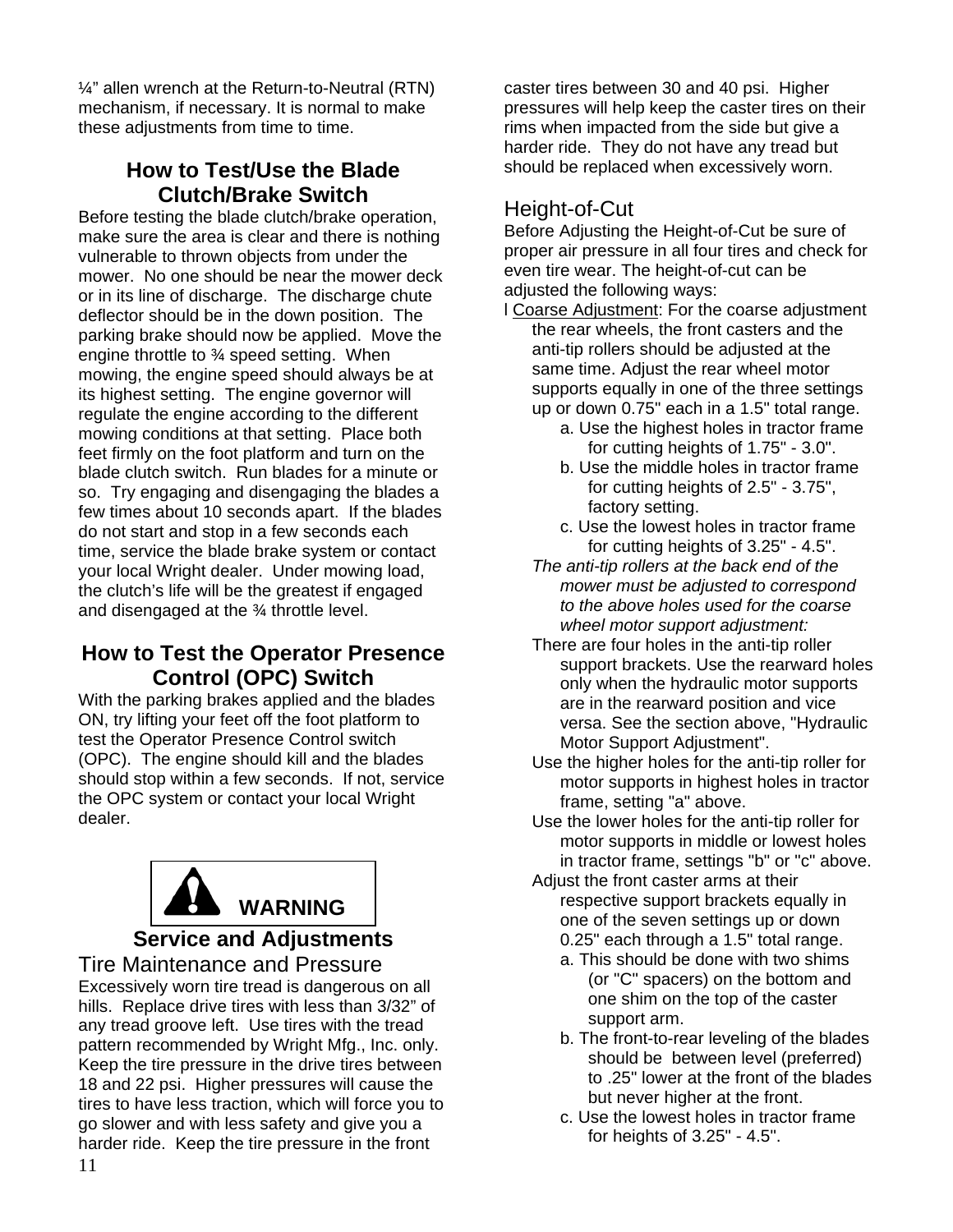¼" allen wrench at the Return-to-Neutral (RTN) mechanism, if necessary. It is normal to make these adjustments from time to time.

## How to Test/Use the Blade Clutch/Brake Switch

Before testing the blade clutch/brake operation, make sure the area is clear and there is nothing vulnerable to thrown objects from under the mower. No one should be near the mower deck or in its line of discharge. The discharge chute deflector should be in the down position. The parking brake should now be applied. Move the engine throttle to ¾ speed setting. When mowing, the engine speed should always be at its highest setting. The engine governor will regulate the engine according to the different mowing conditions at that setting. Place both feet firmly on the foot platform and turn on the blade clutch switch. Run blades for a minute or so. Try engaging and disengaging the blades a few times about 10 seconds apart. If the blades do not start and stop in a few seconds each time, service the blade brake system or contact your local Wright dealer. Under mowing load, the clutch's life will be the greatest if engaged and disengaged at the ¾ throttle level.

## How to Test the Operator Presence Control (OPC) Switch

With the parking brakes applied and the blades ON, try lifting your feet off the foot platform to test the Operator Presence Control switch (OPC). The engine should kill and the blades should stop within a few seconds. If not, service the OPC system or contact your local Wright dealer.

**WARNING**

## Service and Adjustments

### Tire Maintenance and Pressure

Excessively worn tire tread is dangerous on all hills. Replace drive tires with less than 3/32" of any tread groove left. Use tires with the tread pattern recommended by Wright Mfg., Inc. only. Keep the tire pressure in the drive tires between 18 and 22 psi. Higher pressures will cause the tires to have less traction, which will force you to go slower and with less safety and give you a harder ride. Keep the tire pressure in the front caster tires between 30 and 40 psi. Higher pressures will help keep the caster tires on their rims when impacted from the side but give a harder ride. They do not have any tread but should be replaced when excessively worn.

### Height-of-Cut

Before Adjusting the Height-of-Cut be sure of proper air pressure in all four tires and check for even tire wear. The height-of-cut can be adjusted the following ways:

- Coarse Adjustment: For the coarse adjustment the rear wheels, the front casters and the anti-tip rollers should be adjusted at the same time. Adjust the rear wheel motor supports equally in one of the three settings up or down 0.75" each in a 1.5" total range.
  - a. Use the highest holes in tractor frame for cutting heights of 1.75" - 3.0".
  - b. Use the middle holes in tractor frame for cutting heights of 2.5" - 3.75", factory setting.
  - c. Use the lowest holes in tractor frame for cutting heights of 3.25" - 4.5".

  *The anti-tip rollers at the back end of the mower must be adjusted to correspond to the above holes used for the coarse wheel motor support adjustment:*

  There are four holes in the anti-tip roller support brackets. Use the rearward holes only when the hydraulic motor supports are in the rearward position and vice versa. See the section above, "Hydraulic Motor Support Adjustment".

  Use the higher holes for the anti-tip roller for motor supports in highest holes in tractor frame, setting "a" above.

  Use the lower holes for the anti-tip roller for motor supports in middle or lowest holes in tractor frame, settings "b" or "c" above.

  Adjust the front caster arms at their respective support brackets equally in one of the seven settings up or down 0.25" each through a 1.5" total range.
  - a. This should be done with two shims (or "C" spacers) on the bottom and one shim on the top of the caster support arm.
  - b. The front-to-rear leveling of the blades should be between level (preferred) to .25" lower at the front of the blades but never higher at the front.
  - c. Use the lowest holes in tractor frame for heights of 3.25" - 4.5".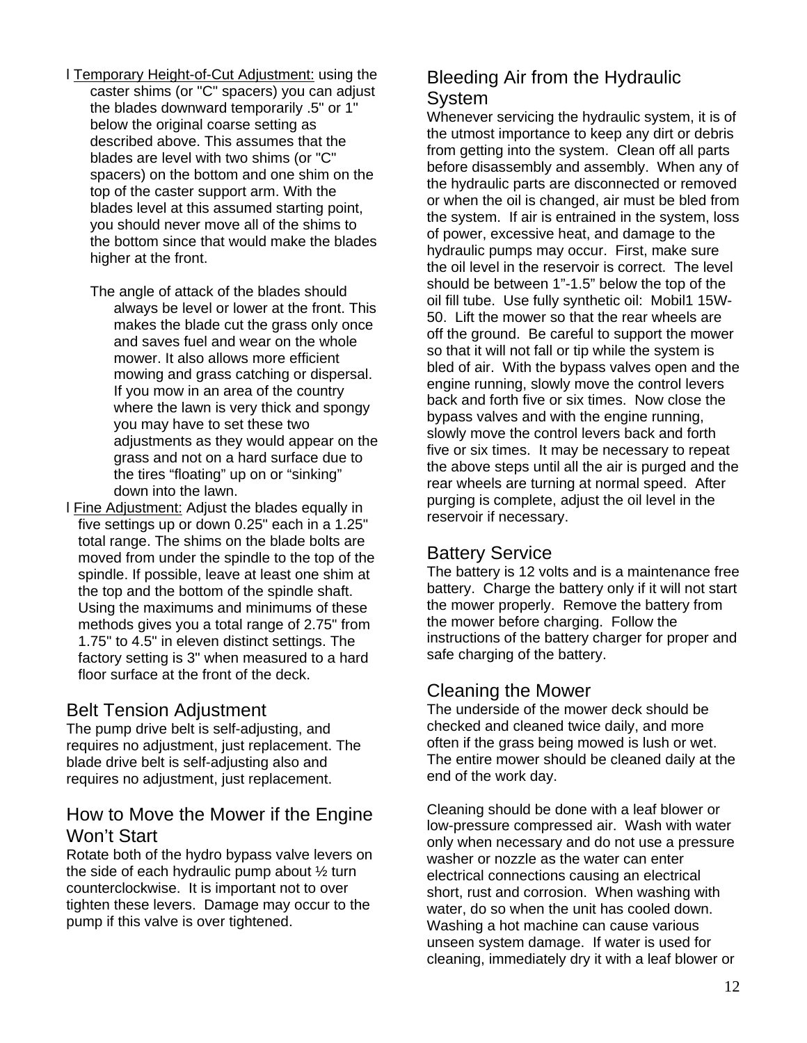- Temporary Height-of-Cut Adjustment: using the caster shims (or "C" spacers) you can adjust the blades downward temporarily .5" or 1" below the original coarse setting as described above. This assumes that the blades are level with two shims (or "C" spacers) on the bottom and one shim on the top of the caster support arm. With the blades level at this assumed starting point, you should never move all of the shims to the bottom since that would make the blades higher at the front.

  The angle of attack of the blades should always be level or lower at the front. This makes the blade cut the grass only once and saves fuel and wear on the whole mower. It also allows more efficient mowing and grass catching or dispersal. If you mow in an area of the country where the lawn is very thick and spongy you may have to set these two adjustments as they would appear on the grass and not on a hard surface due to the tires "floating" up on or "sinking" down into the lawn.
- Fine Adjustment: Adjust the blades equally in five settings up or down 0.25" each in a 1.25" total range. The shims on the blade bolts are moved from under the spindle to the top of the spindle. If possible, leave at least one shim at the top and the bottom of the spindle shaft. Using the maximums and minimums of these methods gives you a total range of 2.75" from 1.75" to 4.5" in eleven distinct settings. The factory setting is 3" when measured to a hard floor surface at the front of the deck.

## Belt Tension Adjustment

The pump drive belt is self-adjusting, and requires no adjustment, just replacement. The blade drive belt is self-adjusting also and requires no adjustment, just replacement.

## How to Move the Mower if the Engine Won't Start

Rotate both of the hydro bypass valve levers on the side of each hydraulic pump about ½ turn counterclockwise. It is important not to over tighten these levers. Damage may occur to the pump if this valve is over tightened.

## Bleeding Air from the Hydraulic System

Whenever servicing the hydraulic system, it is of the utmost importance to keep any dirt or debris from getting into the system. Clean off all parts before disassembly and assembly. When any of the hydraulic parts are disconnected or removed or when the oil is changed, air must be bled from the system. If air is entrained in the system, loss of power, excessive heat, and damage to the hydraulic pumps may occur. First, make sure the oil level in the reservoir is correct. The level should be between 1"-1.5" below the top of the oil fill tube. Use fully synthetic oil: Mobil1 15W-50. Lift the mower so that the rear wheels are off the ground. Be careful to support the mower so that it will not fall or tip while the system is bled of air. With the bypass valves open and the engine running, slowly move the control levers back and forth five or six times. Now close the bypass valves and with the engine running, slowly move the control levers back and forth five or six times. It may be necessary to repeat the above steps until all the air is purged and the rear wheels are turning at normal speed. After purging is complete, adjust the oil level in the reservoir if necessary.

## Battery Service

The battery is 12 volts and is a maintenance free battery. Charge the battery only if it will not start the mower properly. Remove the battery from the mower before charging. Follow the instructions of the battery charger for proper and safe charging of the battery.

## Cleaning the Mower

The underside of the mower deck should be checked and cleaned twice daily, and more often if the grass being mowed is lush or wet. The entire mower should be cleaned daily at the end of the work day.

Cleaning should be done with a leaf blower or low-pressure compressed air. Wash with water only when necessary and do not use a pressure washer or nozzle as the water can enter electrical connections causing an electrical short, rust and corrosion. When washing with water, do so when the unit has cooled down. Washing a hot machine can cause various unseen system damage. If water is used for cleaning, immediately dry it with a leaf blower or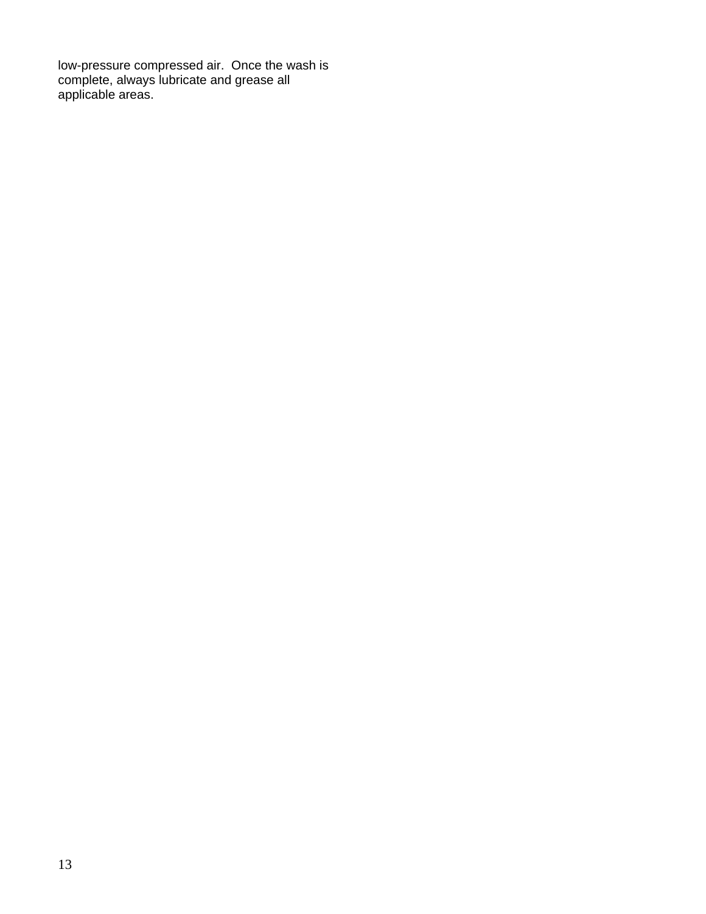low-pressure compressed air.  Once the wash is complete, always lubricate and grease all applicable areas.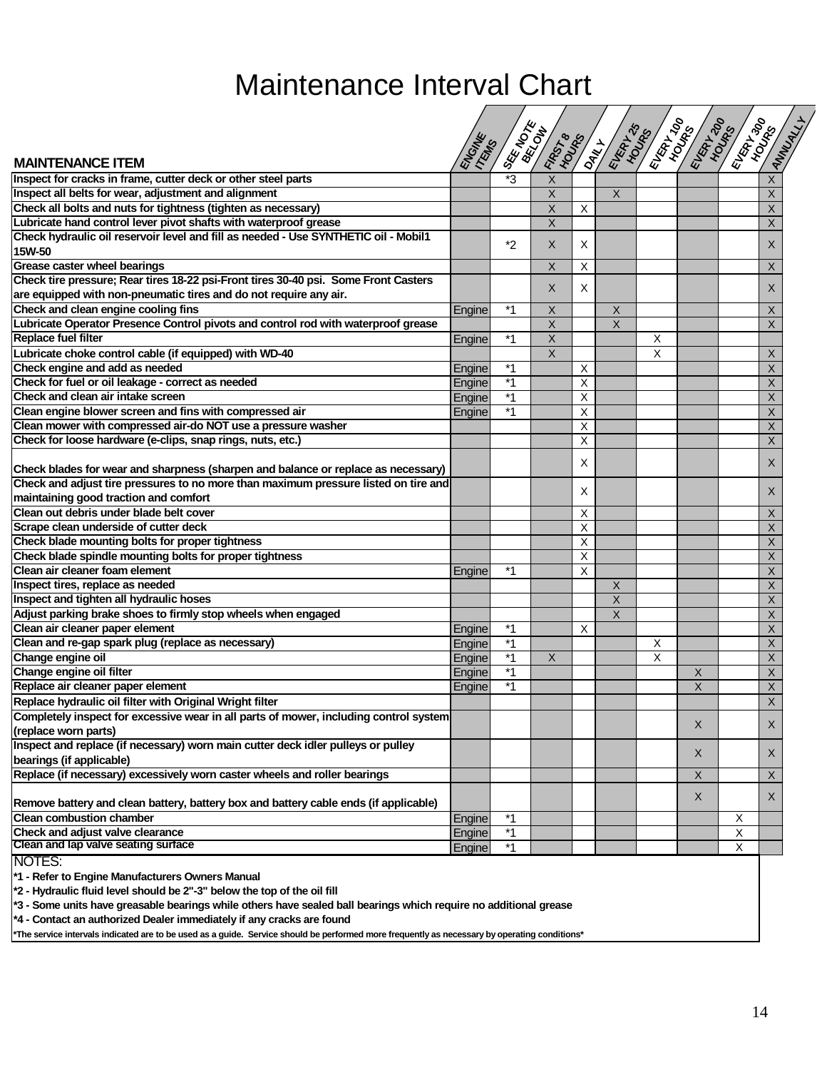# Maintenance Interval Chart

| MAINTENANCE ITEM | ENGINE ITEMS | SEE NOTE BELOW | FIRST 8 HOURS | DAILY | EVERY 25 HOURS | EVERY 100 HOURS | EVERY 200 HOURS | EVERY 300 HOURS | ANNUALLY |
|---|---|---|---|---|---|---|---|---|---|
| Inspect for cracks in frame, cutter deck or other steel parts | | *3 | X | | | | | | X |
| Inspect all belts for wear, adjustment and alignment | | | X | | X | | | | X |
| Check all bolts and nuts for tightness (tighten as necessary) | | | X | X | | | | | X |
| Lubricate hand control lever pivot shafts with waterproof grease | | | X | | | | | | X |
| Check hydraulic oil reservoir level and fill as needed - Use SYNTHETIC oil - Mobil1 15W-50 | | *2 | X | X | | | | | X |
| Grease caster wheel bearings | | | X | X | | | | | X |
| Check tire pressure; Rear tires 18-22 psi-Front tires 30-40 psi. Some Front Casters are equipped with non-pneumatic tires and do not require any air. | | | X | X | | | | | X |
| Check and clean engine cooling fins | Engine | *1 | X | | X | | | | X |
| Lubricate Operator Presence Control pivots and control rod with waterproof grease | | | X | | X | | | | X |
| Replace fuel filter | Engine | *1 | X | | | X | | | |
| Lubricate choke control cable (if equipped) with WD-40 | | | X | | | X | | | X |
| Check engine and add as needed | Engine | *1 | | X | | | | | X |
| Check for fuel or oil leakage - correct as needed | Engine | *1 | | X | | | | | X |
| Check and clean air intake screen | Engine | *1 | | X | | | | | X |
| Clean engine blower screen and fins with compressed air | Engine | *1 | | X | | | | | X |
| Clean mower with compressed air-do NOT use a pressure washer | | | | X | | | | | X |
| Check for loose hardware (e-clips, snap rings, nuts, etc.) | | | | X | | | | | X |
| Check blades for wear and sharpness (sharpen and balance or replace as necessary) | | | | X | | | | | X |
| Check and adjust tire pressures to no more than maximum pressure listed on tire and maintaining good traction and comfort | | | | X | | | | | X |
| Clean out debris under blade belt cover | | | | X | | | | | X |
| Scrape clean underside of cutter deck | | | | X | | | | | X |
| Check blade mounting bolts for proper tightness | | | | X | | | | | X |
| Check blade spindle mounting bolts for proper tightness | | | | X | | | | | X |
| Clean air cleaner foam element | Engine | *1 | | X | | | | | X |
| Inspect tires, replace as needed | | | | | X | | | | X |
| Inspect and tighten all hydraulic hoses | | | | | X | | | | X |
| Adjust parking brake shoes to firmly stop wheels when engaged | | | | | X | | | | X |
| Clean air cleaner paper element | Engine | *1 | | X | | | | | X |
| Clean and re-gap spark plug (replace as necessary) | Engine | *1 | | | | X | | | X |
| Change engine oil | Engine | *1 | X | | | X | | | X |
| Change engine oil filter | Engine | *1 | | | | | X | | X |
| Replace air cleaner paper element | Engine | *1 | | | | | X | | X |
| Replace hydraulic oil filter with Original Wright filter | | | | | | | | | X |
| Completely inspect for excessive wear in all parts of mower, including control system (replace worn parts) | | | | | | | X | | X |
| Inspect and replace (if necessary) worn main cutter deck idler pulleys or pulley bearings (if applicable) | | | | | | | X | | X |
| Replace (if necessary) excessively worn caster wheels and roller bearings | | | | | | | X | | X |
| Remove battery and clean battery, battery box and battery cable ends (if applicable) | | | | | | | X | | X |
| Clean combustion chamber | Engine | *1 | | | | | | X | |
| Check and adjust valve clearance | Engine | *1 | | | | | | X | |
| Clean and lap valve seating surface | Engine | *1 | | | | | | X | |

NOTES:

**\*1 - Refer to Engine Manufacturers Owners Manual**

**\*2 - Hydraulic fluid level should be 2"-3" below the top of the oil fill**

**\*3 - Some units have greasable bearings while others have sealed ball bearings which require no additional grease**

**\*4 - Contact an authorized Dealer immediately if any cracks are found**

**\*The service intervals indicated are to be used as a guide. Service should be performed more frequently as necessary by operating conditions\***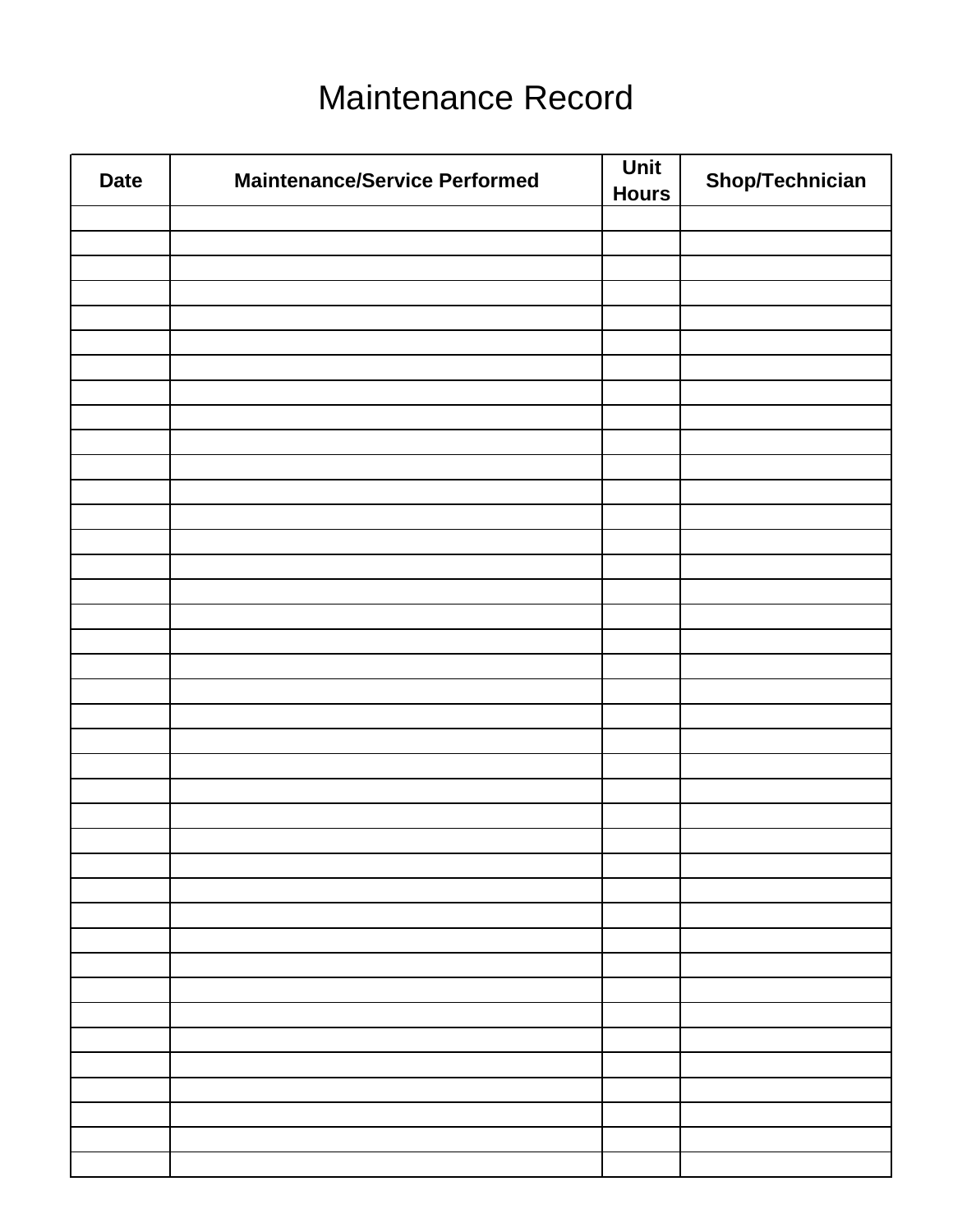# Maintenance Record

| Date | Maintenance/Service Performed | Unit Hours | Shop/Technician |
|---|---|---|---|
| | | | |
| | | | |
| | | | |
| | | | |
| | | | |
| | | | |
| | | | |
| | | | |
| | | | |
| | | | |
| | | | |
| | | | |
| | | | |
| | | | |
| | | | |
| | | | |
| | | | |
| | | | |
| | | | |
| | | | |
| | | | |
| | | | |
| | | | |
| | | | |
| | | | |
| | | | |
| | | | |
| | | | |
| | | | |
| | | | |
| | | | |
| | | | |
| | | | |
| | | | |
| | | | |
| | | | |
| | | | |
| | | | |
| | | | |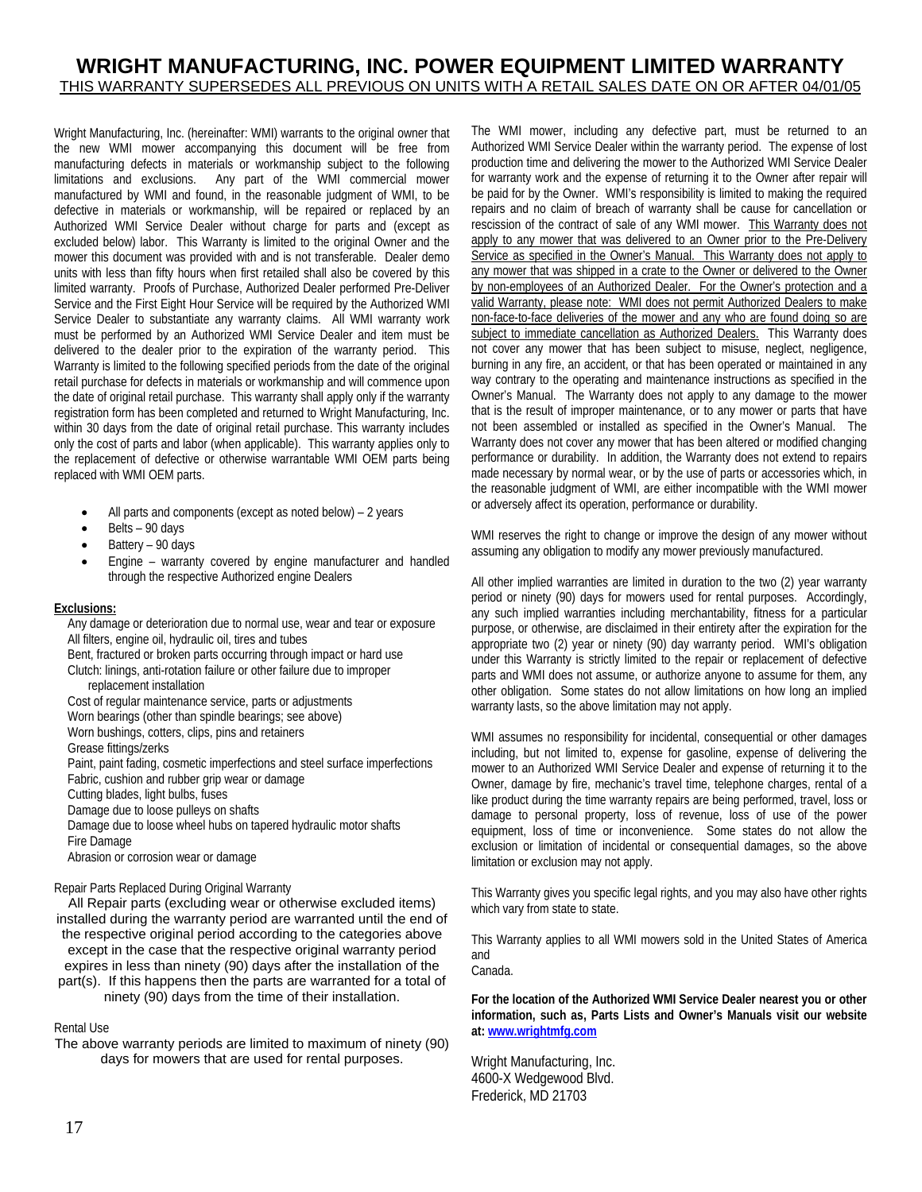# WRIGHT MANUFACTURING, INC. POWER EQUIPMENT LIMITED WARRANTY

THIS WARRANTY SUPERSEDES ALL PREVIOUS ON UNITS WITH A RETAIL SALES DATE ON OR AFTER 04/01/05

Wright Manufacturing, Inc. (hereinafter: WMI) warrants to the original owner that the new WMI mower accompanying this document will be free from manufacturing defects in materials or workmanship subject to the following limitations and exclusions. Any part of the WMI commercial mower manufactured by WMI and found, in the reasonable judgment of WMI, to be defective in materials or workmanship, will be repaired or replaced by an Authorized WMI Service Dealer without charge for parts and (except as excluded below) labor. This Warranty is limited to the original Owner and the mower this document was provided with and is not transferable. Dealer demo units with less than fifty hours when first retailed shall also be covered by this limited warranty. Proofs of Purchase, Authorized Dealer performed Pre-Deliver Service and the First Eight Hour Service will be required by the Authorized WMI Service Dealer to substantiate any warranty claims. All WMI warranty work must be performed by an Authorized WMI Service Dealer and item must be delivered to the dealer prior to the expiration of the warranty period. This Warranty is limited to the following specified periods from the date of the original retail purchase for defects in materials or workmanship and will commence upon the date of original retail purchase. This warranty shall apply only if the warranty registration form has been completed and returned to Wright Manufacturing, Inc. within 30 days from the date of original retail purchase. This warranty includes only the cost of parts and labor (when applicable). This warranty applies only to the replacement of defective or otherwise warrantable WMI OEM parts being replaced with WMI OEM parts.

- All parts and components (except as noted below) – 2 years
- Belts – 90 days
- Battery – 90 days
- Engine – warranty covered by engine manufacturer and handled through the respective Authorized engine Dealers

**Exclusions:**

Any damage or deterioration due to normal use, wear and tear or exposure
All filters, engine oil, hydraulic oil, tires and tubes
Bent, fractured or broken parts occurring through impact or hard use
Clutch: linings, anti-rotation failure or other failure due to improper replacement installation
Cost of regular maintenance service, parts or adjustments
Worn bearings (other than spindle bearings; see above)
Worn bushings, cotters, clips, pins and retainers
Grease fittings/zerks
Paint, paint fading, cosmetic imperfections and steel surface imperfections
Fabric, cushion and rubber grip wear or damage
Cutting blades, light bulbs, fuses
Damage due to loose pulleys on shafts
Damage due to loose wheel hubs on tapered hydraulic motor shafts
Fire Damage
Abrasion or corrosion wear or damage

Repair Parts Replaced During Original Warranty

All Repair parts (excluding wear or otherwise excluded items) installed during the warranty period are warranted until the end of the respective original period according to the categories above except in the case that the respective original warranty period expires in less than ninety (90) days after the installation of the part(s). If this happens then the parts are warranted for a total of ninety (90) days from the time of their installation.

Rental Use

The above warranty periods are limited to maximum of ninety (90) days for mowers that are used for rental purposes.

The WMI mower, including any defective part, must be returned to an Authorized WMI Service Dealer within the warranty period. The expense of lost production time and delivering the mower to the Authorized WMI Service Dealer for warranty work and the expense of returning it to the Owner after repair will be paid for by the Owner. WMI's responsibility is limited to making the required repairs and no claim of breach of warranty shall be cause for cancellation or rescission of the contract of sale of any WMI mower. This Warranty does not apply to any mower that was delivered to an Owner prior to the Pre-Delivery Service as specified in the Owner's Manual. This Warranty does not apply to any mower that was shipped in a crate to the Owner or delivered to the Owner by non-employees of an Authorized Dealer. For the Owner's protection and a valid Warranty, please note: WMI does not permit Authorized Dealers to make non-face-to-face deliveries of the mower and any who are found doing so are subject to immediate cancellation as Authorized Dealers. This Warranty does not cover any mower that has been subject to misuse, neglect, negligence, burning in any fire, an accident, or that has been operated or maintained in any way contrary to the operating and maintenance instructions as specified in the Owner's Manual. The Warranty does not apply to any damage to the mower that is the result of improper maintenance, or to any mower or parts that have not been assembled or installed as specified in the Owner's Manual. The Warranty does not cover any mower that has been altered or modified changing performance or durability. In addition, the Warranty does not extend to repairs made necessary by normal wear, or by the use of parts or accessories which, in the reasonable judgment of WMI, are either incompatible with the WMI mower or adversely affect its operation, performance or durability.

WMI reserves the right to change or improve the design of any mower without assuming any obligation to modify any mower previously manufactured.

All other implied warranties are limited in duration to the two (2) year warranty period or ninety (90) days for mowers used for rental purposes. Accordingly, any such implied warranties including merchantability, fitness for a particular purpose, or otherwise, are disclaimed in their entirety after the expiration for the appropriate two (2) year or ninety (90) day warranty period. WMI's obligation under this Warranty is strictly limited to the repair or replacement of defective parts and WMI does not assume, or authorize anyone to assume for them, any other obligation. Some states do not allow limitations on how long an implied warranty lasts, so the above limitation may not apply.

WMI assumes no responsibility for incidental, consequential or other damages including, but not limited to, expense for gasoline, expense of delivering the mower to an Authorized WMI Service Dealer and expense of returning it to the Owner, damage by fire, mechanic's travel time, telephone charges, rental of a like product during the time warranty repairs are being performed, travel, loss or damage to personal property, loss of revenue, loss of use of the power equipment, loss of time or inconvenience. Some states do not allow the exclusion or limitation of incidental or consequential damages, so the above limitation or exclusion may not apply.

This Warranty gives you specific legal rights, and you may also have other rights which vary from state to state.

This Warranty applies to all WMI mowers sold in the United States of America and Canada.

**For the location of the Authorized WMI Service Dealer nearest you or other information, such as, Parts Lists and Owner's Manuals visit our website at: www.wrightmfg.com**

Wright Manufacturing, Inc.
4600-X Wedgewood Blvd.
Frederick, MD 21703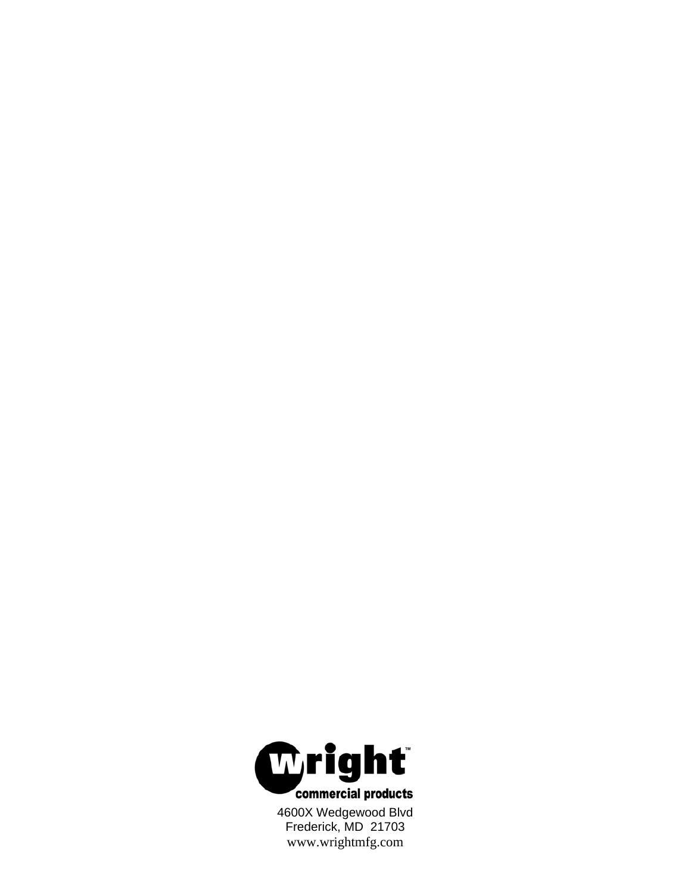wright™

commercial products

4600X Wedgewood Blvd
Frederick, MD 21703
www.wrightmfg.com